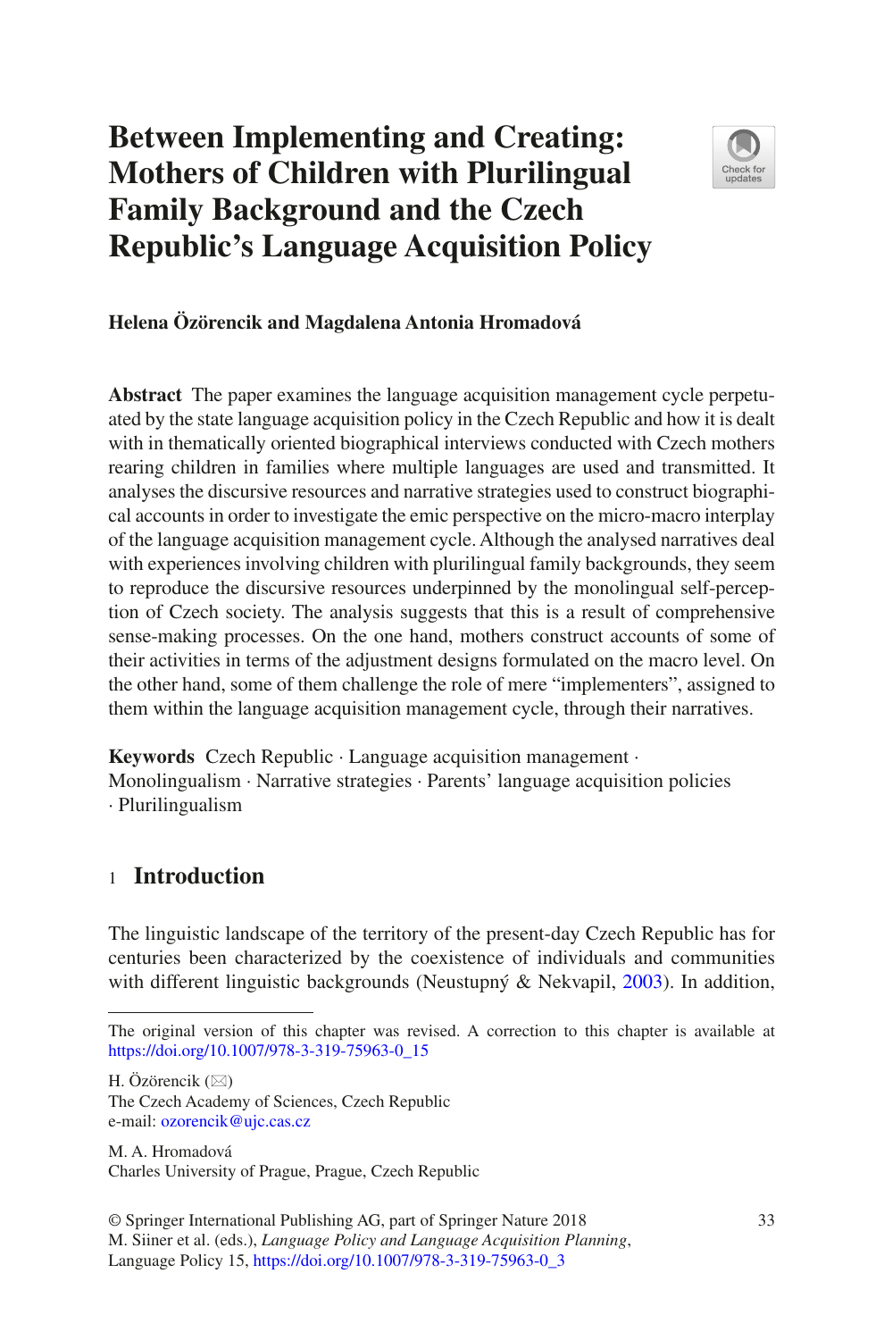# Between Implementing and Creating: Mothers of Children with Plurilingual Family Background and the Czech Republic's Language Acquisition Policy

**Helena Özörencik and Magdalena Antonia Hromadová**

**Abstract** The paper examines the language acquisition management cycle perpetuated by the state language acquisition policy in the Czech Republic and how it is dealt with in thematically oriented biographical interviews conducted with Czech mothers rearing children in families where multiple languages are used and transmitted. It analyses the discursive resources and narrative strategies used to construct biographical accounts in order to investigate the emic perspective on the micro-macro interplay of the language acquisition management cycle. Although the analysed narratives deal with experiences involving children with plurilingual family backgrounds, they seem to reproduce the discursive resources underpinned by the monolingual self-perception of Czech society. The analysis suggests that this is a result of comprehensive sense-making processes. On the one hand, mothers construct accounts of some of their activities in terms of the adjustment designs formulated on the macro level. On the other hand, some of them challenge the role of mere "implementers", assigned to them within the language acquisition management cycle, through their narratives.

**Keywords** Czech Republic · Language acquisition management · Monolingualism · Narrative strategies · Parents' language acquisition policies · Plurilingualism

## 1 Introduction

The linguistic landscape of the territory of the present-day Czech Republic has for centuries been characterized by the coexistence of individuals and communities with different linguistic backgrounds (Neustupný & Nekvapil, 2003). In addition,

---

The original version of this chapter was revised. A correction to this chapter is available at https://doi.org/10.1007/978-3-319-75963-0_15

H. Özörencik (✉)
The Czech Academy of Sciences, Czech Republic
e-mail: ozorencik@ujc.cas.cz

M. A. Hromadová
Charles University of Prague, Prague, Czech Republic

© Springer International Publishing AG, part of Springer Nature 2018
M. Siiner et al. (eds.), *Language Policy and Language Acquisition Planning*, Language Policy 15, https://doi.org/10.1007/978-3-319-75963-0_3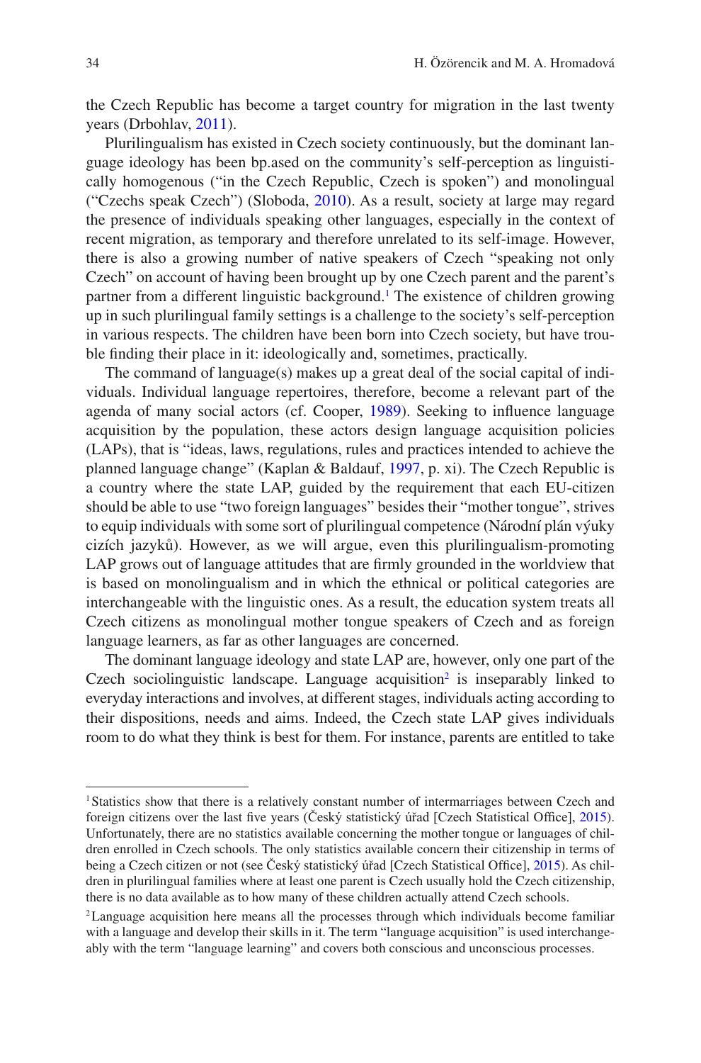the Czech Republic has become a target country for migration in the last twenty years (Drbohlav, 2011).

Plurilingualism has existed in Czech society continuously, but the dominant language ideology has been bp.ased on the community's self-perception as linguistically homogenous ("in the Czech Republic, Czech is spoken") and monolingual ("Czechs speak Czech") (Sloboda, 2010). As a result, society at large may regard the presence of individuals speaking other languages, especially in the context of recent migration, as temporary and therefore unrelated to its self-image. However, there is also a growing number of native speakers of Czech "speaking not only Czech" on account of having been brought up by one Czech parent and the parent's partner from a different linguistic background.[1] The existence of children growing up in such plurilingual family settings is a challenge to the society's self-perception in various respects. The children have been born into Czech society, but have trouble finding their place in it: ideologically and, sometimes, practically.

The command of language(s) makes up a great deal of the social capital of individuals. Individual language repertoires, therefore, become a relevant part of the agenda of many social actors (cf. Cooper, 1989). Seeking to influence language acquisition by the population, these actors design language acquisition policies (LAPs), that is "ideas, laws, regulations, rules and practices intended to achieve the planned language change" (Kaplan & Baldauf, 1997, p. xi). The Czech Republic is a country where the state LAP, guided by the requirement that each EU-citizen should be able to use "two foreign languages" besides their "mother tongue", strives to equip individuals with some sort of plurilingual competence (Národní plán výuky cizích jazyků). However, as we will argue, even this plurilingualism-promoting LAP grows out of language attitudes that are firmly grounded in the worldview that is based on monolingualism and in which the ethnical or political categories are interchangeable with the linguistic ones. As a result, the education system treats all Czech citizens as monolingual mother tongue speakers of Czech and as foreign language learners, as far as other languages are concerned.

The dominant language ideology and state LAP are, however, only one part of the Czech sociolinguistic landscape. Language acquisition[2] is inseparably linked to everyday interactions and involves, at different stages, individuals acting according to their dispositions, needs and aims. Indeed, the Czech state LAP gives individuals room to do what they think is best for them. For instance, parents are entitled to take

---

[1] Statistics show that there is a relatively constant number of intermarriages between Czech and foreign citizens over the last five years (Český statistický úřad [Czech Statistical Office], 2015). Unfortunately, there are no statistics available concerning the mother tongue or languages of children enrolled in Czech schools. The only statistics available concern their citizenship in terms of being a Czech citizen or not (see Český statistický úřad [Czech Statistical Office], 2015). As children in plurilingual families where at least one parent is Czech usually hold the Czech citizenship, there is no data available as to how many of these children actually attend Czech schools.

[2] Language acquisition here means all the processes through which individuals become familiar with a language and develop their skills in it. The term "language acquisition" is used interchangeably with the term "language learning" and covers both conscious and unconscious processes.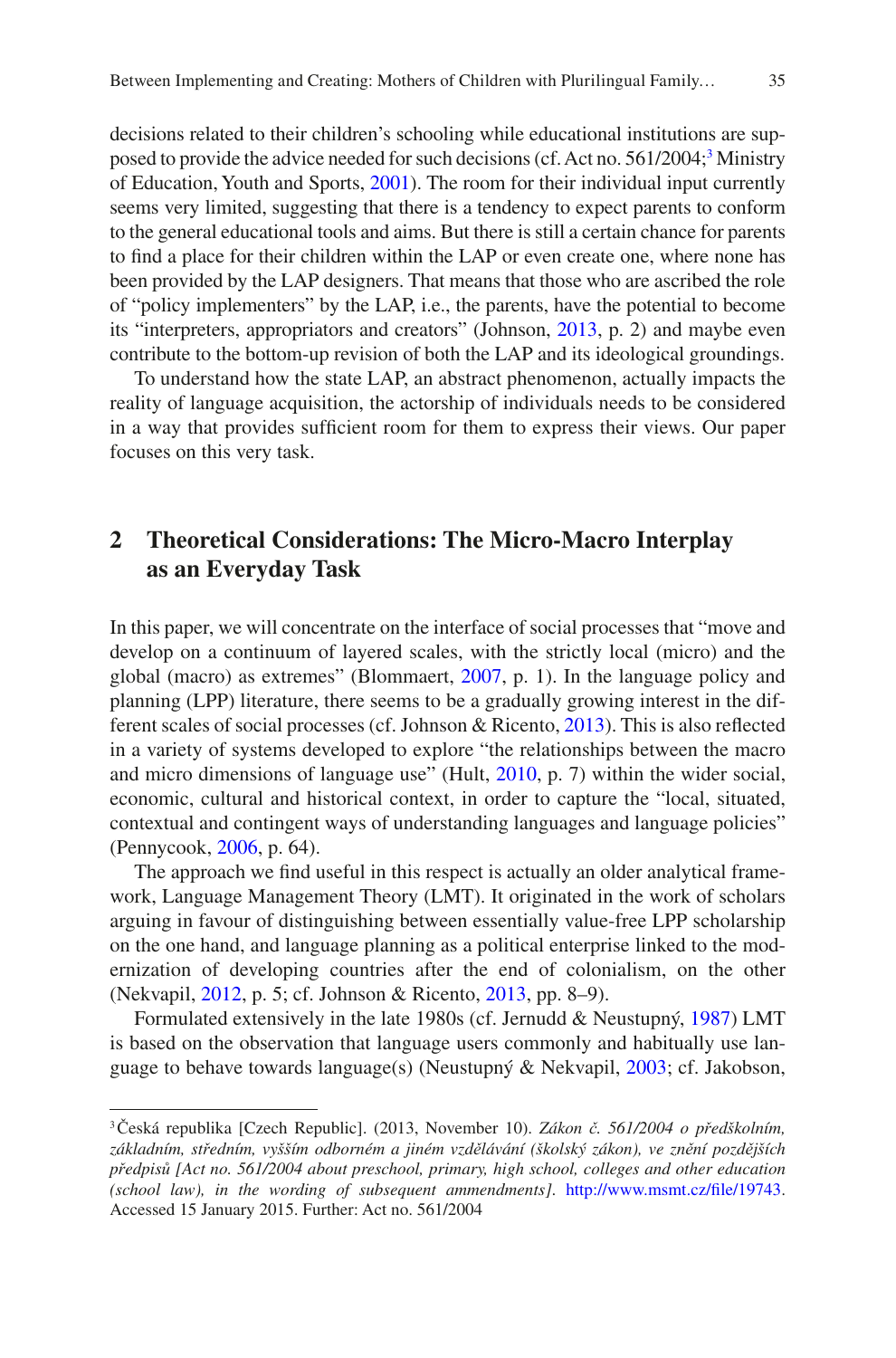decisions related to their children's schooling while educational institutions are supposed to provide the advice needed for such decisions (cf. Act no. 561/2004;[3] Ministry of Education, Youth and Sports, 2001). The room for their individual input currently seems very limited, suggesting that there is a tendency to expect parents to conform to the general educational tools and aims. But there is still a certain chance for parents to find a place for their children within the LAP or even create one, where none has been provided by the LAP designers. That means that those who are ascribed the role of "policy implementers" by the LAP, i.e., the parents, have the potential to become its "interpreters, appropriators and creators" (Johnson, 2013, p. 2) and maybe even contribute to the bottom-up revision of both the LAP and its ideological groundings.

To understand how the state LAP, an abstract phenomenon, actually impacts the reality of language acquisition, the actorship of individuals needs to be considered in a way that provides sufficient room for them to express their views. Our paper focuses on this very task.

## 2 Theoretical Considerations: The Micro-Macro Interplay as an Everyday Task

In this paper, we will concentrate on the interface of social processes that "move and develop on a continuum of layered scales, with the strictly local (micro) and the global (macro) as extremes" (Blommaert, 2007, p. 1). In the language policy and planning (LPP) literature, there seems to be a gradually growing interest in the different scales of social processes (cf. Johnson & Ricento, 2013). This is also reflected in a variety of systems developed to explore "the relationships between the macro and micro dimensions of language use" (Hult, 2010, p. 7) within the wider social, economic, cultural and historical context, in order to capture the "local, situated, contextual and contingent ways of understanding languages and language policies" (Pennycook, 2006, p. 64).

The approach we find useful in this respect is actually an older analytical framework, Language Management Theory (LMT). It originated in the work of scholars arguing in favour of distinguishing between essentially value-free LPP scholarship on the one hand, and language planning as a political enterprise linked to the modernization of developing countries after the end of colonialism, on the other (Nekvapil, 2012, p. 5; cf. Johnson & Ricento, 2013, pp. 8–9).

Formulated extensively in the late 1980s (cf. Jernudd & Neustupný, 1987) LMT is based on the observation that language users commonly and habitually use language to behave towards language(s) (Neustupný & Nekvapil, 2003; cf. Jakobson,

[3] Česká republika [Czech Republic]. (2013, November 10). *Zákon č. 561/2004 o předškolním, základním, středním, vyšším odborném a jiném vzdělávání (školský zákon), ve znění pozdějších předpisů [Act no. 561/2004 about preschool, primary, high school, colleges and other education (school law), in the wording of subsequent ammendments]*. http://www.msmt.cz/file/19743. Accessed 15 January 2015. Further: Act no. 561/2004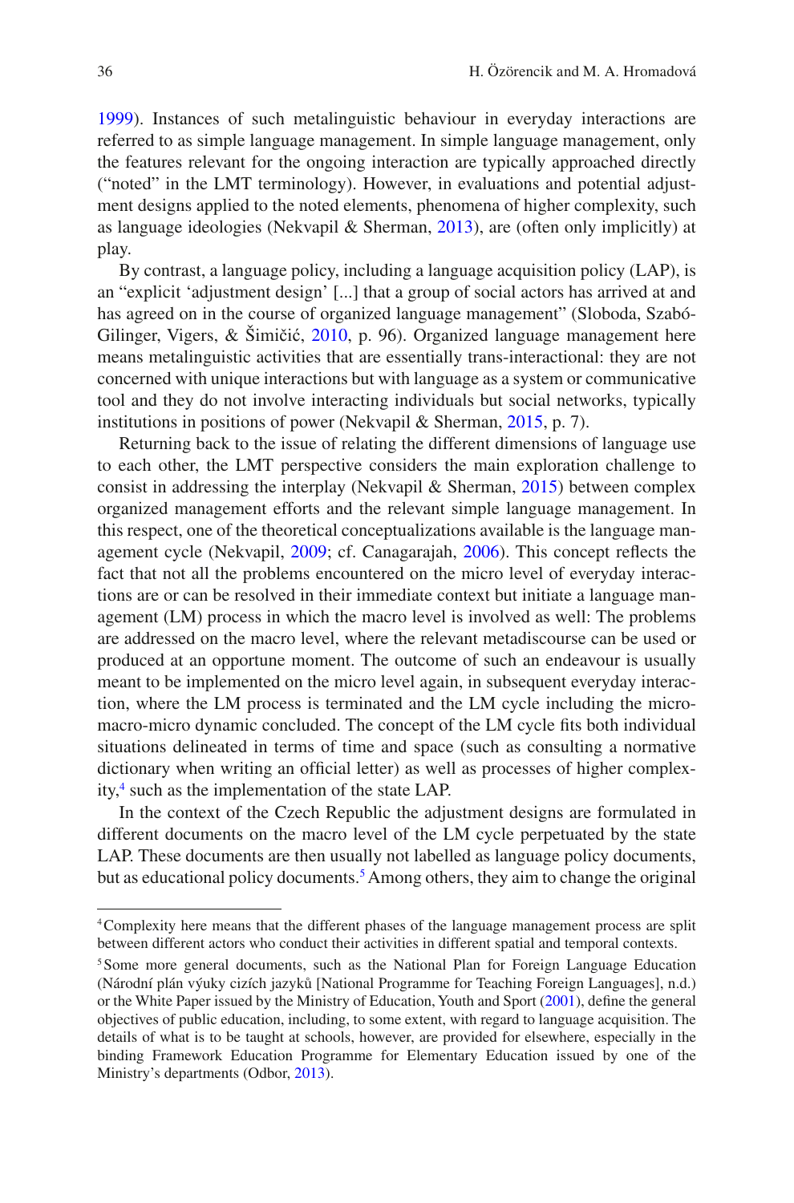1999). Instances of such metalinguistic behaviour in everyday interactions are referred to as simple language management. In simple language management, only the features relevant for the ongoing interaction are typically approached directly ("noted" in the LMT terminology). However, in evaluations and potential adjustment designs applied to the noted elements, phenomena of higher complexity, such as language ideologies (Nekvapil & Sherman, 2013), are (often only implicitly) at play.

By contrast, a language policy, including a language acquisition policy (LAP), is an "explicit 'adjustment design' [...] that a group of social actors has arrived at and has agreed on in the course of organized language management" (Sloboda, Szabó-Gilinger, Vigers, & Šimičić, 2010, p. 96). Organized language management here means metalinguistic activities that are essentially trans-interactional: they are not concerned with unique interactions but with language as a system or communicative tool and they do not involve interacting individuals but social networks, typically institutions in positions of power (Nekvapil & Sherman, 2015, p. 7).

Returning back to the issue of relating the different dimensions of language use to each other, the LMT perspective considers the main exploration challenge to consist in addressing the interplay (Nekvapil & Sherman, 2015) between complex organized management efforts and the relevant simple language management. In this respect, one of the theoretical conceptualizations available is the language management cycle (Nekvapil, 2009; cf. Canagarajah, 2006). This concept reflects the fact that not all the problems encountered on the micro level of everyday interactions are or can be resolved in their immediate context but initiate a language management (LM) process in which the macro level is involved as well: The problems are addressed on the macro level, where the relevant metadiscourse can be used or produced at an opportune moment. The outcome of such an endeavour is usually meant to be implemented on the micro level again, in subsequent everyday interaction, where the LM process is terminated and the LM cycle including the micro-macro-micro dynamic concluded. The concept of the LM cycle fits both individual situations delineated in terms of time and space (such as consulting a normative dictionary when writing an official letter) as well as processes of higher complexity,[4] such as the implementation of the state LAP.

In the context of the Czech Republic the adjustment designs are formulated in different documents on the macro level of the LM cycle perpetuated by the state LAP. These documents are then usually not labelled as language policy documents, but as educational policy documents.[5] Among others, they aim to change the original

---

[4] Complexity here means that the different phases of the language management process are split between different actors who conduct their activities in different spatial and temporal contexts.

[5] Some more general documents, such as the National Plan for Foreign Language Education (Národní plán výuky cizích jazyků [National Programme for Teaching Foreign Languages], n.d.) or the White Paper issued by the Ministry of Education, Youth and Sport (2001), define the general objectives of public education, including, to some extent, with regard to language acquisition. The details of what is to be taught at schools, however, are provided for elsewhere, especially in the binding Framework Education Programme for Elementary Education issued by one of the Ministry's departments (Odbor, 2013).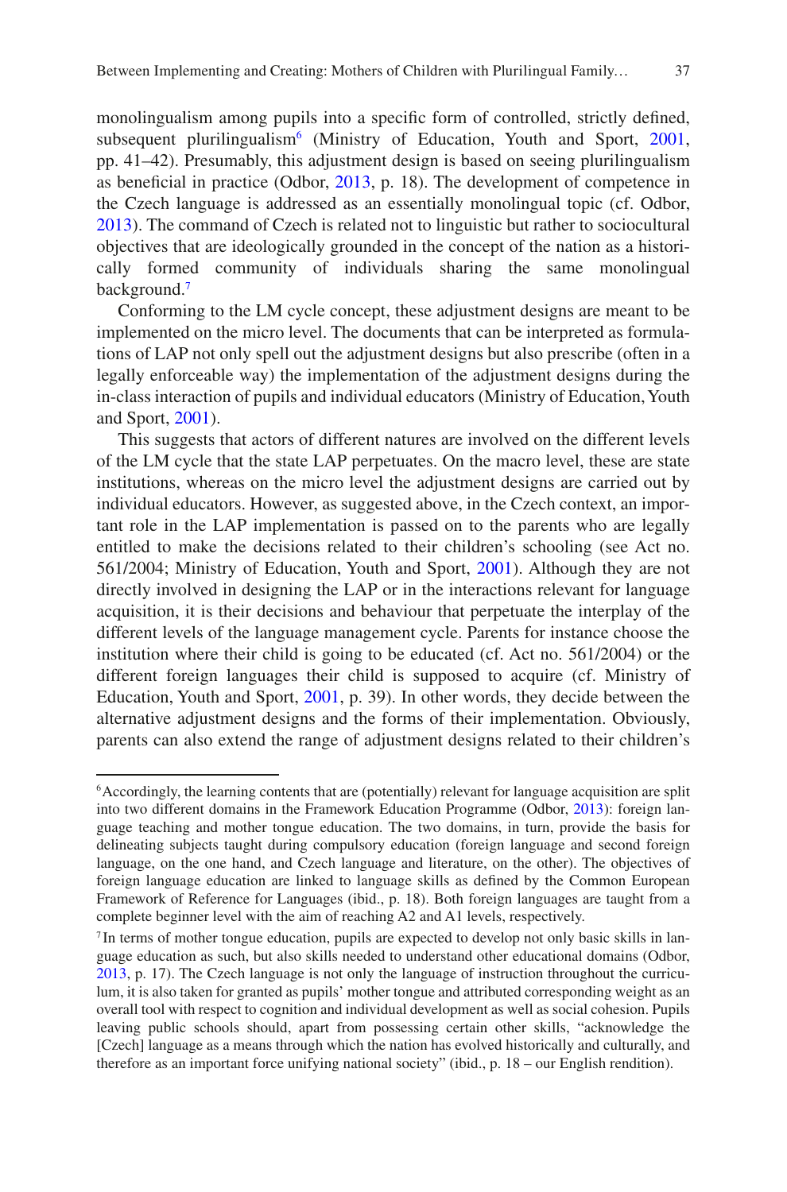monolingualism among pupils into a specific form of controlled, strictly defined, subsequent plurilingualism[6] (Ministry of Education, Youth and Sport, 2001, pp. 41–42). Presumably, this adjustment design is based on seeing plurilingualism as beneficial in practice (Odbor, 2013, p. 18). The development of competence in the Czech language is addressed as an essentially monolingual topic (cf. Odbor, 2013). The command of Czech is related not to linguistic but rather to sociocultural objectives that are ideologically grounded in the concept of the nation as a historically formed community of individuals sharing the same monolingual background.[7]

Conforming to the LM cycle concept, these adjustment designs are meant to be implemented on the micro level. The documents that can be interpreted as formulations of LAP not only spell out the adjustment designs but also prescribe (often in a legally enforceable way) the implementation of the adjustment designs during the in-class interaction of pupils and individual educators (Ministry of Education, Youth and Sport, 2001).

This suggests that actors of different natures are involved on the different levels of the LM cycle that the state LAP perpetuates. On the macro level, these are state institutions, whereas on the micro level the adjustment designs are carried out by individual educators. However, as suggested above, in the Czech context, an important role in the LAP implementation is passed on to the parents who are legally entitled to make the decisions related to their children's schooling (see Act no. 561/2004; Ministry of Education, Youth and Sport, 2001). Although they are not directly involved in designing the LAP or in the interactions relevant for language acquisition, it is their decisions and behaviour that perpetuate the interplay of the different levels of the language management cycle. Parents for instance choose the institution where their child is going to be educated (cf. Act no. 561/2004) or the different foreign languages their child is supposed to acquire (cf. Ministry of Education, Youth and Sport, 2001, p. 39). In other words, they decide between the alternative adjustment designs and the forms of their implementation. Obviously, parents can also extend the range of adjustment designs related to their children's

---

[6] Accordingly, the learning contents that are (potentially) relevant for language acquisition are split into two different domains in the Framework Education Programme (Odbor, 2013): foreign language teaching and mother tongue education. The two domains, in turn, provide the basis for delineating subjects taught during compulsory education (foreign language and second foreign language, on the one hand, and Czech language and literature, on the other). The objectives of foreign language education are linked to language skills as defined by the Common European Framework of Reference for Languages (ibid., p. 18). Both foreign languages are taught from a complete beginner level with the aim of reaching A2 and A1 levels, respectively.

[7] In terms of mother tongue education, pupils are expected to develop not only basic skills in language education as such, but also skills needed to understand other educational domains (Odbor, 2013, p. 17). The Czech language is not only the language of instruction throughout the curriculum, it is also taken for granted as pupils' mother tongue and attributed corresponding weight as an overall tool with respect to cognition and individual development as well as social cohesion. Pupils leaving public schools should, apart from possessing certain other skills, "acknowledge the [Czech] language as a means through which the nation has evolved historically and culturally, and therefore as an important force unifying national society" (ibid., p. 18 – our English rendition).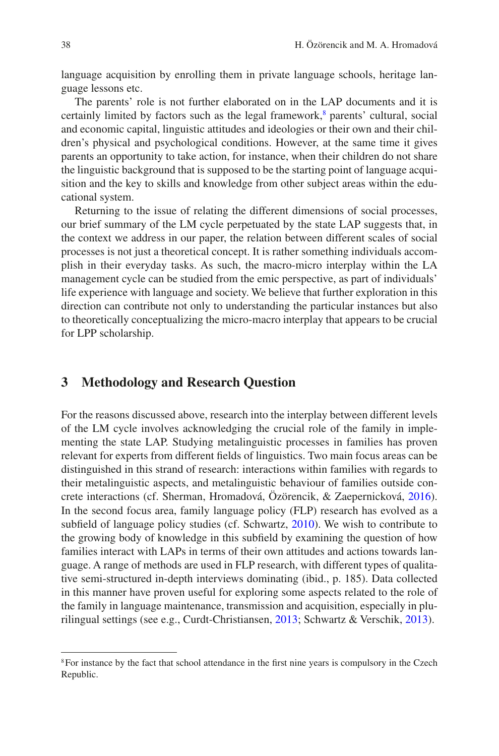language acquisition by enrolling them in private language schools, heritage language lessons etc.

The parents' role is not further elaborated on in the LAP documents and it is certainly limited by factors such as the legal framework,[8] parents' cultural, social and economic capital, linguistic attitudes and ideologies or their own and their children's physical and psychological conditions. However, at the same time it gives parents an opportunity to take action, for instance, when their children do not share the linguistic background that is supposed to be the starting point of language acquisition and the key to skills and knowledge from other subject areas within the educational system.

Returning to the issue of relating the different dimensions of social processes, our brief summary of the LM cycle perpetuated by the state LAP suggests that, in the context we address in our paper, the relation between different scales of social processes is not just a theoretical concept. It is rather something individuals accomplish in their everyday tasks. As such, the macro-micro interplay within the LA management cycle can be studied from the emic perspective, as part of individuals' life experience with language and society. We believe that further exploration in this direction can contribute not only to understanding the particular instances but also to theoretically conceptualizing the micro-macro interplay that appears to be crucial for LPP scholarship.

## 3 Methodology and Research Question

For the reasons discussed above, research into the interplay between different levels of the LM cycle involves acknowledging the crucial role of the family in implementing the state LAP. Studying metalinguistic processes in families has proven relevant for experts from different fields of linguistics. Two main focus areas can be distinguished in this strand of research: interactions within families with regards to their metalinguistic aspects, and metalinguistic behaviour of families outside concrete interactions (cf. Sherman, Hromadová, Özörencik, & Zaepernicková, 2016). In the second focus area, family language policy (FLP) research has evolved as a subfield of language policy studies (cf. Schwartz, 2010). We wish to contribute to the growing body of knowledge in this subfield by examining the question of how families interact with LAPs in terms of their own attitudes and actions towards language. A range of methods are used in FLP research, with different types of qualitative semi-structured in-depth interviews dominating (ibid., p. 185). Data collected in this manner have proven useful for exploring some aspects related to the role of the family in language maintenance, transmission and acquisition, especially in plurilingual settings (see e.g., Curdt-Christiansen, 2013; Schwartz & Verschik, 2013).

[8] For instance by the fact that school attendance in the first nine years is compulsory in the Czech Republic.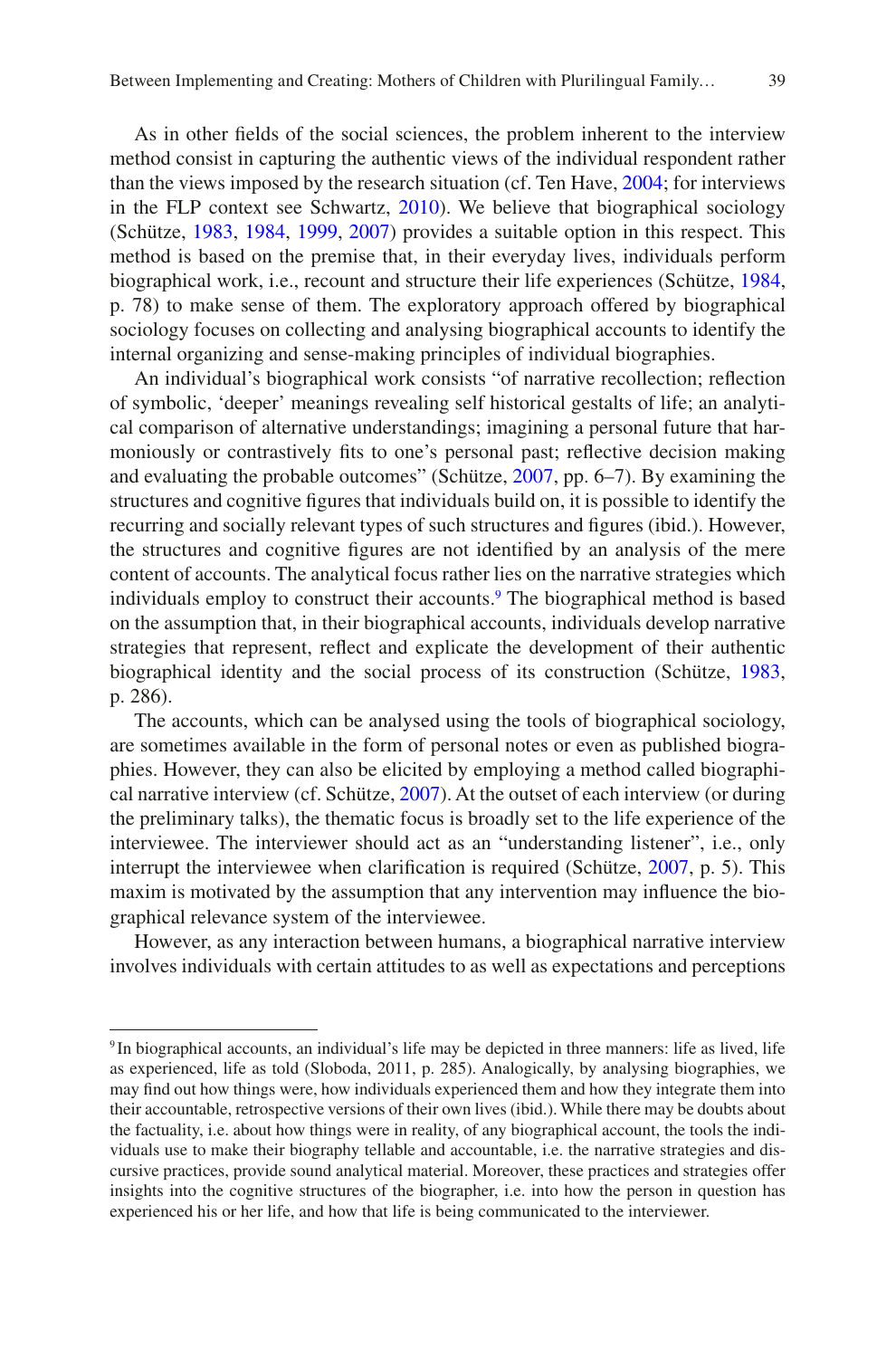As in other fields of the social sciences, the problem inherent to the interview method consist in capturing the authentic views of the individual respondent rather than the views imposed by the research situation (cf. Ten Have, 2004; for interviews in the FLP context see Schwartz, 2010). We believe that biographical sociology (Schütze, 1983, 1984, 1999, 2007) provides a suitable option in this respect. This method is based on the premise that, in their everyday lives, individuals perform biographical work, i.e., recount and structure their life experiences (Schütze, 1984, p. 78) to make sense of them. The exploratory approach offered by biographical sociology focuses on collecting and analysing biographical accounts to identify the internal organizing and sense-making principles of individual biographies.

An individual's biographical work consists "of narrative recollection; reflection of symbolic, 'deeper' meanings revealing self historical gestalts of life; an analytical comparison of alternative understandings; imagining a personal future that harmoniously or contrastively fits to one's personal past; reflective decision making and evaluating the probable outcomes" (Schütze, 2007, pp. 6–7). By examining the structures and cognitive figures that individuals build on, it is possible to identify the recurring and socially relevant types of such structures and figures (ibid.). However, the structures and cognitive figures are not identified by an analysis of the mere content of accounts. The analytical focus rather lies on the narrative strategies which individuals employ to construct their accounts.[9] The biographical method is based on the assumption that, in their biographical accounts, individuals develop narrative strategies that represent, reflect and explicate the development of their authentic biographical identity and the social process of its construction (Schütze, 1983, p. 286).

The accounts, which can be analysed using the tools of biographical sociology, are sometimes available in the form of personal notes or even as published biographies. However, they can also be elicited by employing a method called biographical narrative interview (cf. Schütze, 2007). At the outset of each interview (or during the preliminary talks), the thematic focus is broadly set to the life experience of the interviewee. The interviewer should act as an "understanding listener", i.e., only interrupt the interviewee when clarification is required (Schütze, 2007, p. 5). This maxim is motivated by the assumption that any intervention may influence the biographical relevance system of the interviewee.

However, as any interaction between humans, a biographical narrative interview involves individuals with certain attitudes to as well as expectations and perceptions

---

[9] In biographical accounts, an individual's life may be depicted in three manners: life as lived, life as experienced, life as told (Sloboda, 2011, p. 285). Analogically, by analysing biographies, we may find out how things were, how individuals experienced them and how they integrate them into their accountable, retrospective versions of their own lives (ibid.). While there may be doubts about the factuality, i.e. about how things were in reality, of any biographical account, the tools the individuals use to make their biography tellable and accountable, i.e. the narrative strategies and discursive practices, provide sound analytical material. Moreover, these practices and strategies offer insights into the cognitive structures of the biographer, i.e. into how the person in question has experienced his or her life, and how that life is being communicated to the interviewer.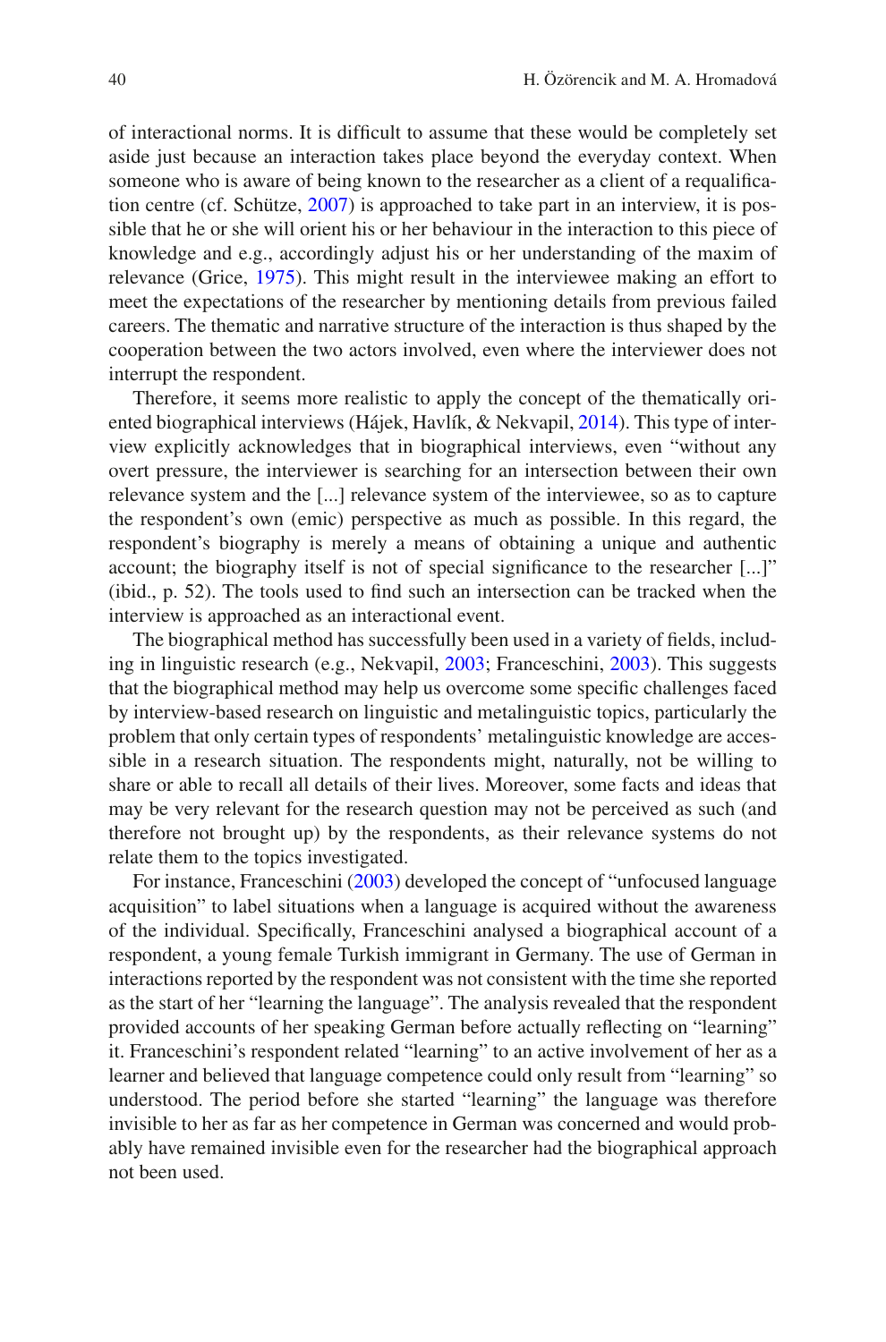of interactional norms. It is difficult to assume that these would be completely set aside just because an interaction takes place beyond the everyday context. When someone who is aware of being known to the researcher as a client of a requalification centre (cf. Schütze, 2007) is approached to take part in an interview, it is possible that he or she will orient his or her behaviour in the interaction to this piece of knowledge and e.g., accordingly adjust his or her understanding of the maxim of relevance (Grice, 1975). This might result in the interviewee making an effort to meet the expectations of the researcher by mentioning details from previous failed careers. The thematic and narrative structure of the interaction is thus shaped by the cooperation between the two actors involved, even where the interviewer does not interrupt the respondent.

Therefore, it seems more realistic to apply the concept of the thematically oriented biographical interviews (Hájek, Havlík, & Nekvapil, 2014). This type of interview explicitly acknowledges that in biographical interviews, even "without any overt pressure, the interviewer is searching for an intersection between their own relevance system and the [...] relevance system of the interviewee, so as to capture the respondent's own (emic) perspective as much as possible. In this regard, the respondent's biography is merely a means of obtaining a unique and authentic account; the biography itself is not of special significance to the researcher [...]" (ibid., p. 52). The tools used to find such an intersection can be tracked when the interview is approached as an interactional event.

The biographical method has successfully been used in a variety of fields, including in linguistic research (e.g., Nekvapil, 2003; Franceschini, 2003). This suggests that the biographical method may help us overcome some specific challenges faced by interview-based research on linguistic and metalinguistic topics, particularly the problem that only certain types of respondents' metalinguistic knowledge are accessible in a research situation. The respondents might, naturally, not be willing to share or able to recall all details of their lives. Moreover, some facts and ideas that may be very relevant for the research question may not be perceived as such (and therefore not brought up) by the respondents, as their relevance systems do not relate them to the topics investigated.

For instance, Franceschini (2003) developed the concept of "unfocused language acquisition" to label situations when a language is acquired without the awareness of the individual. Specifically, Franceschini analysed a biographical account of a respondent, a young female Turkish immigrant in Germany. The use of German in interactions reported by the respondent was not consistent with the time she reported as the start of her "learning the language". The analysis revealed that the respondent provided accounts of her speaking German before actually reflecting on "learning" it. Franceschini's respondent related "learning" to an active involvement of her as a learner and believed that language competence could only result from "learning" so understood. The period before she started "learning" the language was therefore invisible to her as far as her competence in German was concerned and would probably have remained invisible even for the researcher had the biographical approach not been used.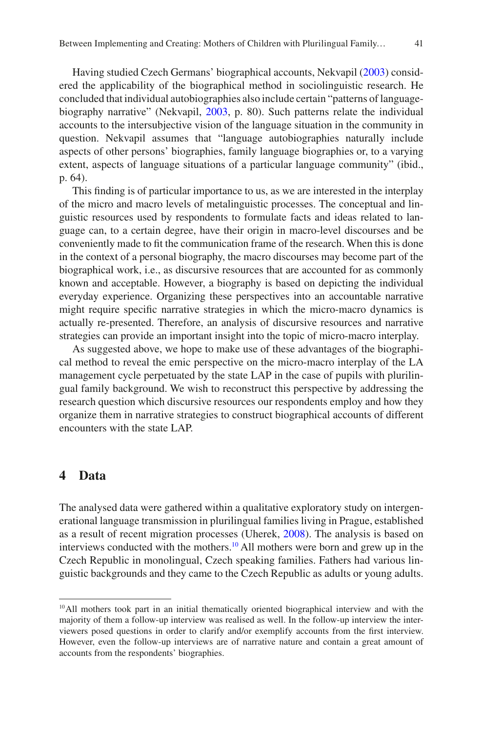Having studied Czech Germans' biographical accounts, Nekvapil (2003) considered the applicability of the biographical method in sociolinguistic research. He concluded that individual autobiographies also include certain "patterns of language-biography narrative" (Nekvapil, 2003, p. 80). Such patterns relate the individual accounts to the intersubjective vision of the language situation in the community in question. Nekvapil assumes that "language autobiographies naturally include aspects of other persons' biographies, family language biographies or, to a varying extent, aspects of language situations of a particular language community" (ibid., p. 64).

This finding is of particular importance to us, as we are interested in the interplay of the micro and macro levels of metalinguistic processes. The conceptual and linguistic resources used by respondents to formulate facts and ideas related to language can, to a certain degree, have their origin in macro-level discourses and be conveniently made to fit the communication frame of the research. When this is done in the context of a personal biography, the macro discourses may become part of the biographical work, i.e., as discursive resources that are accounted for as commonly known and acceptable. However, a biography is based on depicting the individual everyday experience. Organizing these perspectives into an accountable narrative might require specific narrative strategies in which the micro-macro dynamics is actually re-presented. Therefore, an analysis of discursive resources and narrative strategies can provide an important insight into the topic of micro-macro interplay.

As suggested above, we hope to make use of these advantages of the biographical method to reveal the emic perspective on the micro-macro interplay of the LA management cycle perpetuated by the state LAP in the case of pupils with plurilingual family background. We wish to reconstruct this perspective by addressing the research question which discursive resources our respondents employ and how they organize them in narrative strategies to construct biographical accounts of different encounters with the state LAP.

## 4 Data

The analysed data were gathered within a qualitative exploratory study on intergenerational language transmission in plurilingual families living in Prague, established as a result of recent migration processes (Uherek, 2008). The analysis is based on interviews conducted with the mothers.[10] All mothers were born and grew up in the Czech Republic in monolingual, Czech speaking families. Fathers had various linguistic backgrounds and they came to the Czech Republic as adults or young adults.

[10] All mothers took part in an initial thematically oriented biographical interview and with the majority of them a follow-up interview was realised as well. In the follow-up interview the interviewers posed questions in order to clarify and/or exemplify accounts from the first interview. However, even the follow-up interviews are of narrative nature and contain a great amount of accounts from the respondents' biographies.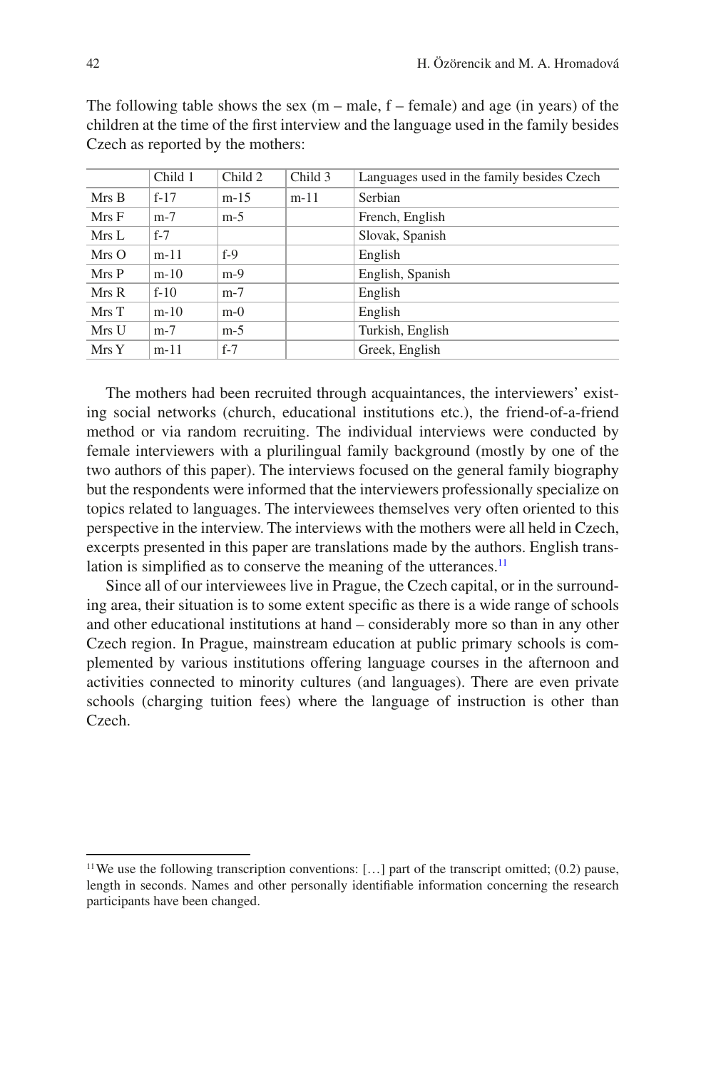The following table shows the sex (m – male, f – female) and age (in years) of the children at the time of the first interview and the language used in the family besides Czech as reported by the mothers:

| | Child 1 | Child 2 | Child 3 | Languages used in the family besides Czech |
|---|---|---|---|---|
| Mrs B | f-17 | m-15 | m-11 | Serbian |
| Mrs F | m-7 | m-5 | | French, English |
| Mrs L | f-7 | | | Slovak, Spanish |
| Mrs O | m-11 | f-9 | | English |
| Mrs P | m-10 | m-9 | | English, Spanish |
| Mrs R | f-10 | m-7 | | English |
| Mrs T | m-10 | m-0 | | English |
| Mrs U | m-7 | m-5 | | Turkish, English |
| Mrs Y | m-11 | f-7 | | Greek, English |

The mothers had been recruited through acquaintances, the interviewers' existing social networks (church, educational institutions etc.), the friend-of-a-friend method or via random recruiting. The individual interviews were conducted by female interviewers with a plurilingual family background (mostly by one of the two authors of this paper). The interviews focused on the general family biography but the respondents were informed that the interviewers professionally specialize on topics related to languages. The interviewees themselves very often oriented to this perspective in the interview. The interviews with the mothers were all held in Czech, excerpts presented in this paper are translations made by the authors. English translation is simplified as to conserve the meaning of the utterances.[11]

Since all of our interviewees live in Prague, the Czech capital, or in the surrounding area, their situation is to some extent specific as there is a wide range of schools and other educational institutions at hand – considerably more so than in any other Czech region. In Prague, mainstream education at public primary schools is complemented by various institutions offering language courses in the afternoon and activities connected to minority cultures (and languages). There are even private schools (charging tuition fees) where the language of instruction is other than Czech.

[11] We use the following transcription conventions: […] part of the transcript omitted; (0.2) pause, length in seconds. Names and other personally identifiable information concerning the research participants have been changed.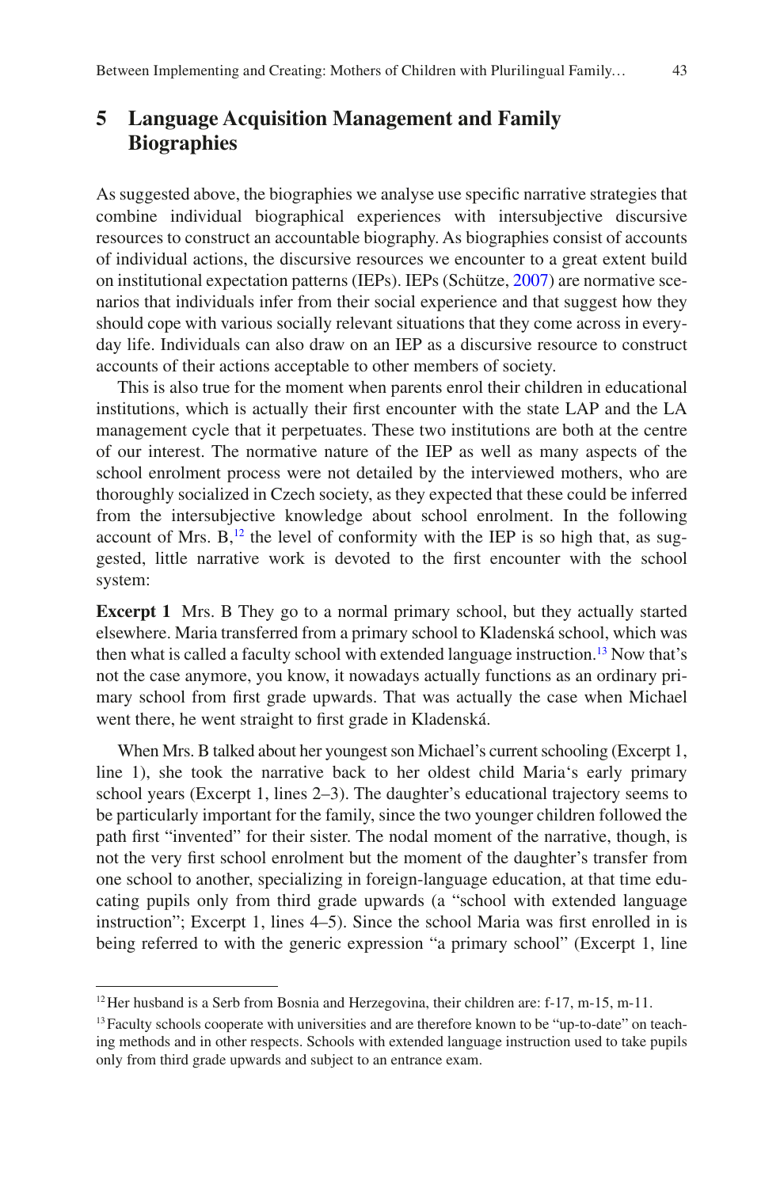## 5 Language Acquisition Management and Family Biographies

As suggested above, the biographies we analyse use specific narrative strategies that combine individual biographical experiences with intersubjective discursive resources to construct an accountable biography. As biographies consist of accounts of individual actions, the discursive resources we encounter to a great extent build on institutional expectation patterns (IEPs). IEPs (Schütze, 2007) are normative scenarios that individuals infer from their social experience and that suggest how they should cope with various socially relevant situations that they come across in everyday life. Individuals can also draw on an IEP as a discursive resource to construct accounts of their actions acceptable to other members of society.

This is also true for the moment when parents enrol their children in educational institutions, which is actually their first encounter with the state LAP and the LA management cycle that it perpetuates. These two institutions are both at the centre of our interest. The normative nature of the IEP as well as many aspects of the school enrolment process were not detailed by the interviewed mothers, who are thoroughly socialized in Czech society, as they expected that these could be inferred from the intersubjective knowledge about school enrolment. In the following account of Mrs. B,[12] the level of conformity with the IEP is so high that, as suggested, little narrative work is devoted to the first encounter with the school system:

**Excerpt 1** Mrs. B They go to a normal primary school, but they actually started elsewhere. Maria transferred from a primary school to Kladenská school, which was then what is called a faculty school with extended language instruction.[13] Now that's not the case anymore, you know, it nowadays actually functions as an ordinary primary school from first grade upwards. That was actually the case when Michael went there, he went straight to first grade in Kladenská.

When Mrs. B talked about her youngest son Michael's current schooling (Excerpt 1, line 1), she took the narrative back to her oldest child Maria's early primary school years (Excerpt 1, lines 2–3). The daughter's educational trajectory seems to be particularly important for the family, since the two younger children followed the path first "invented" for their sister. The nodal moment of the narrative, though, is not the very first school enrolment but the moment of the daughter's transfer from one school to another, specializing in foreign-language education, at that time educating pupils only from third grade upwards (a "school with extended language instruction"; Excerpt 1, lines 4–5). Since the school Maria was first enrolled in is being referred to with the generic expression "a primary school" (Excerpt 1, line

---

[12] Her husband is a Serb from Bosnia and Herzegovina, their children are: f-17, m-15, m-11.

[13] Faculty schools cooperate with universities and are therefore known to be "up-to-date" on teaching methods and in other respects. Schools with extended language instruction used to take pupils only from third grade upwards and subject to an entrance exam.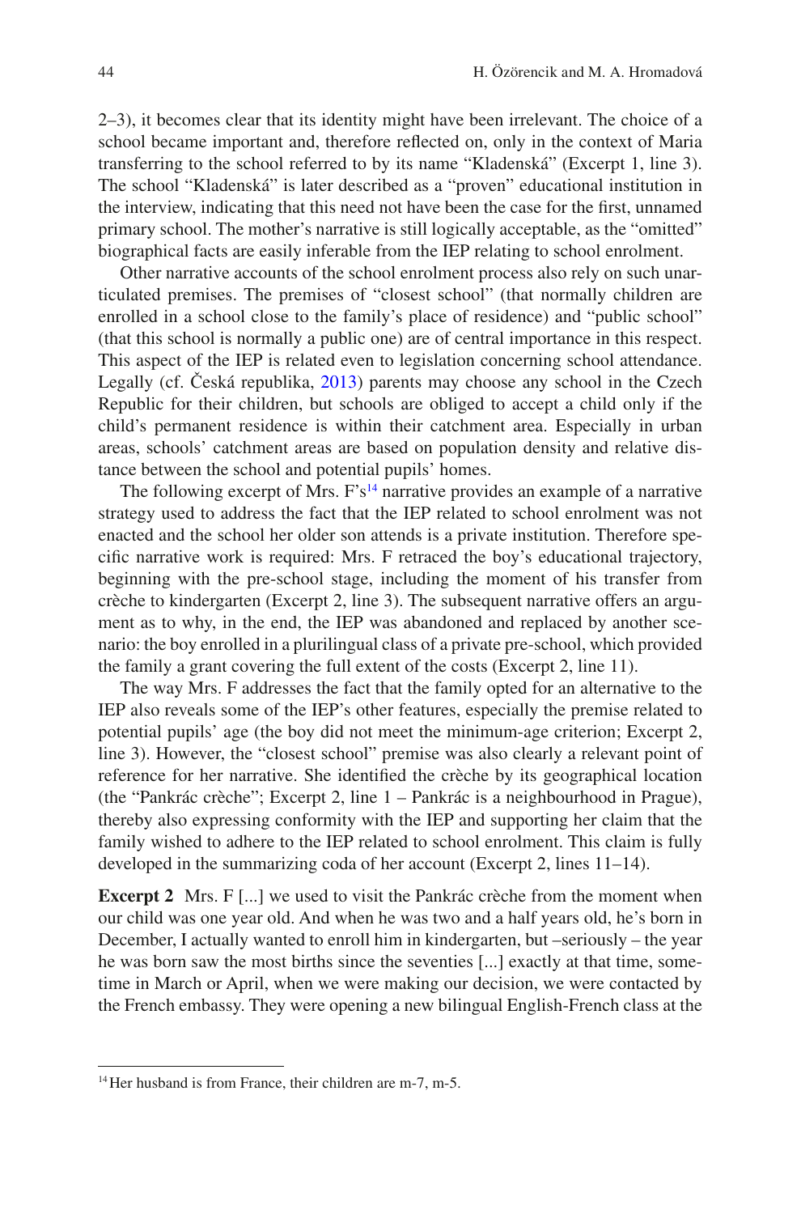2–3), it becomes clear that its identity might have been irrelevant. The choice of a school became important and, therefore reflected on, only in the context of Maria transferring to the school referred to by its name "Kladenská" (Excerpt 1, line 3). The school "Kladenská" is later described as a "proven" educational institution in the interview, indicating that this need not have been the case for the first, unnamed primary school. The mother's narrative is still logically acceptable, as the "omitted" biographical facts are easily inferable from the IEP relating to school enrolment.

Other narrative accounts of the school enrolment process also rely on such unarticulated premises. The premises of "closest school" (that normally children are enrolled in a school close to the family's place of residence) and "public school" (that this school is normally a public one) are of central importance in this respect. This aspect of the IEP is related even to legislation concerning school attendance. Legally (cf. Česká republika, 2013) parents may choose any school in the Czech Republic for their children, but schools are obliged to accept a child only if the child's permanent residence is within their catchment area. Especially in urban areas, schools' catchment areas are based on population density and relative distance between the school and potential pupils' homes.

The following excerpt of Mrs. F's[14] narrative provides an example of a narrative strategy used to address the fact that the IEP related to school enrolment was not enacted and the school her older son attends is a private institution. Therefore specific narrative work is required: Mrs. F retraced the boy's educational trajectory, beginning with the pre-school stage, including the moment of his transfer from crèche to kindergarten (Excerpt 2, line 3). The subsequent narrative offers an argument as to why, in the end, the IEP was abandoned and replaced by another scenario: the boy enrolled in a plurilingual class of a private pre-school, which provided the family a grant covering the full extent of the costs (Excerpt 2, line 11).

The way Mrs. F addresses the fact that the family opted for an alternative to the IEP also reveals some of the IEP's other features, especially the premise related to potential pupils' age (the boy did not meet the minimum-age criterion; Excerpt 2, line 3). However, the "closest school" premise was also clearly a relevant point of reference for her narrative. She identified the crèche by its geographical location (the "Pankrác crèche"; Excerpt 2, line 1 – Pankrác is a neighbourhood in Prague), thereby also expressing conformity with the IEP and supporting her claim that the family wished to adhere to the IEP related to school enrolment. This claim is fully developed in the summarizing coda of her account (Excerpt 2, lines 11–14).

**Excerpt 2** Mrs. F [...] we used to visit the Pankrác crèche from the moment when our child was one year old. And when he was two and a half years old, he's born in December, I actually wanted to enroll him in kindergarten, but –seriously – the year he was born saw the most births since the seventies [...] exactly at that time, sometime in March or April, when we were making our decision, we were contacted by the French embassy. They were opening a new bilingual English-French class at the

[14] Her husband is from France, their children are m-7, m-5.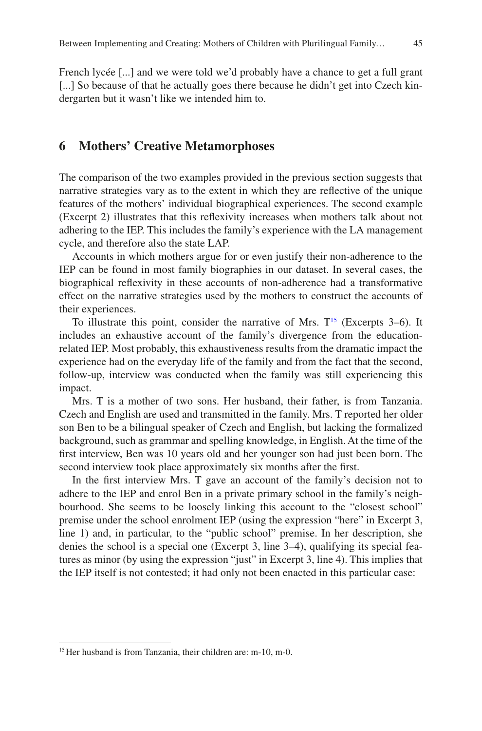French lycée [...] and we were told we'd probably have a chance to get a full grant [...] So because of that he actually goes there because he didn't get into Czech kindergarten but it wasn't like we intended him to.

## 6 Mothers' Creative Metamorphoses

The comparison of the two examples provided in the previous section suggests that narrative strategies vary as to the extent in which they are reflective of the unique features of the mothers' individual biographical experiences. The second example (Excerpt 2) illustrates that this reflexivity increases when mothers talk about not adhering to the IEP. This includes the family's experience with the LA management cycle, and therefore also the state LAP.

Accounts in which mothers argue for or even justify their non-adherence to the IEP can be found in most family biographies in our dataset. In several cases, the biographical reflexivity in these accounts of non-adherence had a transformative effect on the narrative strategies used by the mothers to construct the accounts of their experiences.

To illustrate this point, consider the narrative of Mrs. T[15] (Excerpts 3–6). It includes an exhaustive account of the family's divergence from the education-related IEP. Most probably, this exhaustiveness results from the dramatic impact the experience had on the everyday life of the family and from the fact that the second, follow-up, interview was conducted when the family was still experiencing this impact.

Mrs. T is a mother of two sons. Her husband, their father, is from Tanzania. Czech and English are used and transmitted in the family. Mrs. T reported her older son Ben to be a bilingual speaker of Czech and English, but lacking the formalized background, such as grammar and spelling knowledge, in English. At the time of the first interview, Ben was 10 years old and her younger son had just been born. The second interview took place approximately six months after the first.

In the first interview Mrs. T gave an account of the family's decision not to adhere to the IEP and enrol Ben in a private primary school in the family's neighbourhood. She seems to be loosely linking this account to the "closest school" premise under the school enrolment IEP (using the expression "here" in Excerpt 3, line 1) and, in particular, to the "public school" premise. In her description, she denies the school is a special one (Excerpt 3, line 3–4), qualifying its special features as minor (by using the expression "just" in Excerpt 3, line 4). This implies that the IEP itself is not contested; it had only not been enacted in this particular case:

[15] Her husband is from Tanzania, their children are: m-10, m-0.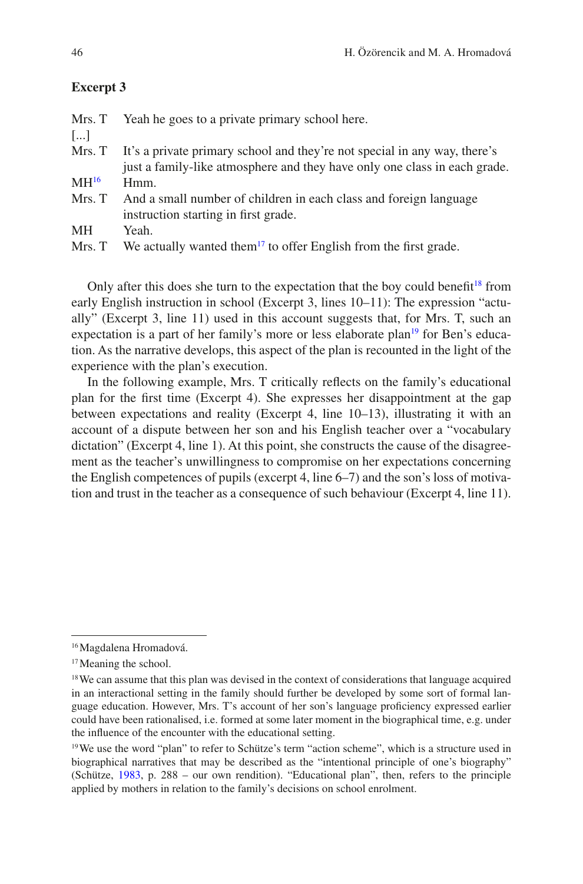**Excerpt 3**

| | |
|---|---|
| Mrs. T | Yeah he goes to a private primary school here. |
| [...] | |
| Mrs. T | It's a private primary school and they're not special in any way, there's just a family-like atmosphere and they have only one class in each grade. |
| MH[16] | Hmm. |
| Mrs. T | And a small number of children in each class and foreign language instruction starting in first grade. |
| MH | Yeah. |
| Mrs. T | We actually wanted them[17] to offer English from the first grade. |

Only after this does she turn to the expectation that the boy could benefit[18] from early English instruction in school (Excerpt 3, lines 10–11): The expression "actually" (Excerpt 3, line 11) used in this account suggests that, for Mrs. T, such an expectation is a part of her family's more or less elaborate plan[19] for Ben's education. As the narrative develops, this aspect of the plan is recounted in the light of the experience with the plan's execution.

In the following example, Mrs. T critically reflects on the family's educational plan for the first time (Excerpt 4). She expresses her disappointment at the gap between expectations and reality (Excerpt 4, line 10–13), illustrating it with an account of a dispute between her son and his English teacher over a "vocabulary dictation" (Excerpt 4, line 1). At this point, she constructs the cause of the disagreement as the teacher's unwillingness to compromise on her expectations concerning the English competences of pupils (excerpt 4, line 6–7) and the son's loss of motivation and trust in the teacher as a consequence of such behaviour (Excerpt 4, line 11).

---

[16] Magdalena Hromadová.

[17] Meaning the school.

[18] We can assume that this plan was devised in the context of considerations that language acquired in an interactional setting in the family should further be developed by some sort of formal language education. However, Mrs. T's account of her son's language proficiency expressed earlier could have been rationalised, i.e. formed at some later moment in the biographical time, e.g. under the influence of the encounter with the educational setting.

[19] We use the word "plan" to refer to Schütze's term "action scheme", which is a structure used in biographical narratives that may be described as the "intentional principle of one's biography" (Schütze, 1983, p. 288 – our own rendition). "Educational plan", then, refers to the principle applied by mothers in relation to the family's decisions on school enrolment.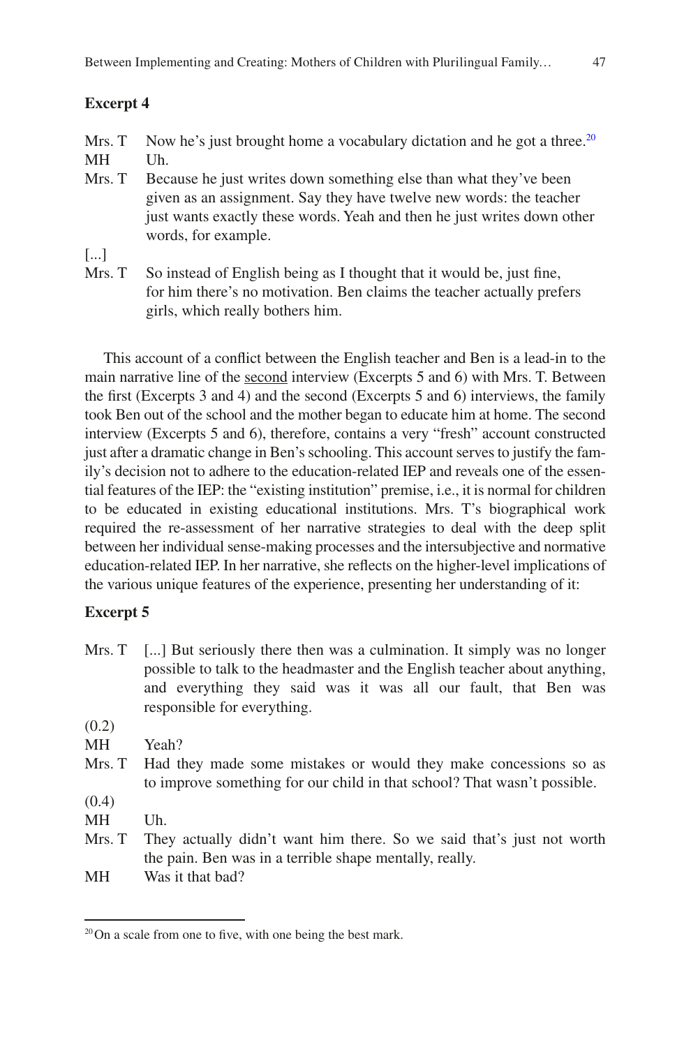**Excerpt 4**

Mrs. T Now he's just brought home a vocabulary dictation and he got a three.[20]

MH Uh.

Mrs. T Because he just writes down something else than what they've been given as an assignment. Say they have twelve new words: the teacher just wants exactly these words. Yeah and then he just writes down other words, for example.

[...]

Mrs. T So instead of English being as I thought that it would be, just fine, for him there's no motivation. Ben claims the teacher actually prefers girls, which really bothers him.

This account of a conflict between the English teacher and Ben is a lead-in to the main narrative line of the <u>second</u> interview (Excerpts 5 and 6) with Mrs. T. Between the first (Excerpts 3 and 4) and the second (Excerpts 5 and 6) interviews, the family took Ben out of the school and the mother began to educate him at home. The second interview (Excerpts 5 and 6), therefore, contains a very "fresh" account constructed just after a dramatic change in Ben's schooling. This account serves to justify the family's decision not to adhere to the education-related IEP and reveals one of the essential features of the IEP: the "existing institution" premise, i.e., it is normal for children to be educated in existing educational institutions. Mrs. T's biographical work required the re-assessment of her narrative strategies to deal with the deep split between her individual sense-making processes and the intersubjective and normative education-related IEP. In her narrative, she reflects on the higher-level implications of the various unique features of the experience, presenting her understanding of it:

**Excerpt 5**

Mrs. T [...] But seriously there then was a culmination. It simply was no longer possible to talk to the headmaster and the English teacher about anything, and everything they said was it was all our fault, that Ben was responsible for everything.

(0.2)

MH Yeah?

Mrs. T Had they made some mistakes or would they make concessions so as to improve something for our child in that school? That wasn't possible.

(0.4)

MH Uh.

Mrs. T They actually didn't want him there. So we said that's just not worth the pain. Ben was in a terrible shape mentally, really.

MH Was it that bad?

---

[20] On a scale from one to five, with one being the best mark.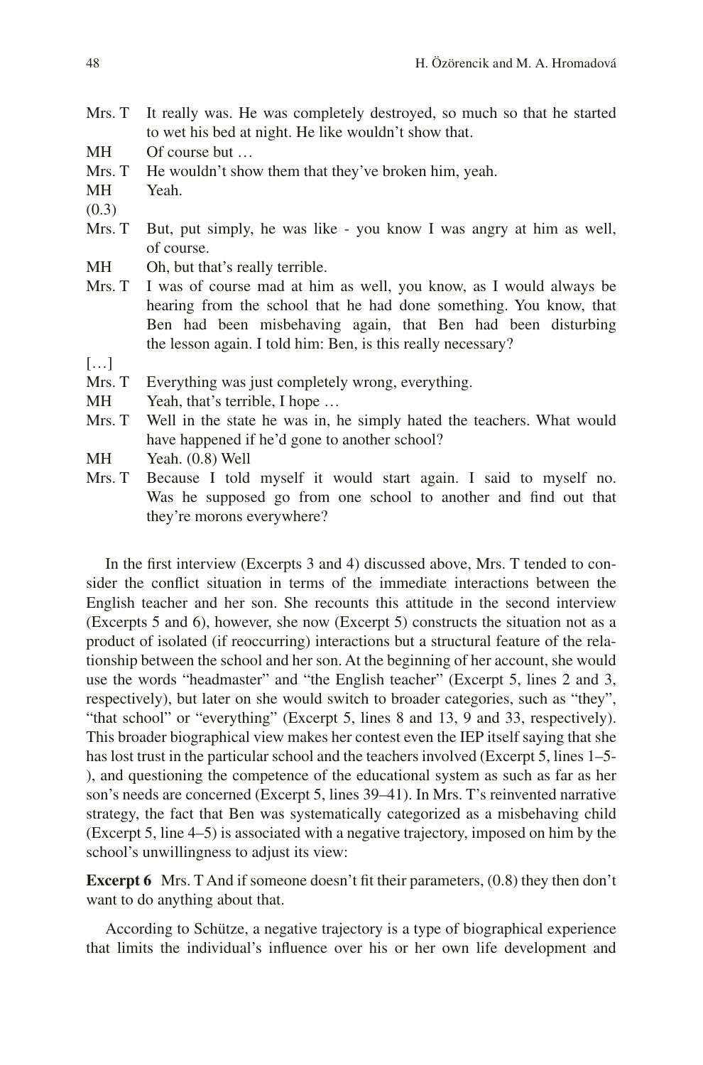Mrs. T It really was. He was completely destroyed, so much so that he started to wet his bed at night. He like wouldn't show that.

MH Of course but …

Mrs. T He wouldn't show them that they've broken him, yeah.

MH Yeah.

(0.3)

Mrs. T But, put simply, he was like - you know I was angry at him as well, of course.

MH Oh, but that's really terrible.

Mrs. T I was of course mad at him as well, you know, as I would always be hearing from the school that he had done something. You know, that Ben had been misbehaving again, that Ben had been disturbing the lesson again. I told him: Ben, is this really necessary?

[…]

Mrs. T Everything was just completely wrong, everything.

MH Yeah, that's terrible, I hope …

Mrs. T Well in the state he was in, he simply hated the teachers. What would have happened if he'd gone to another school?

MH Yeah. (0.8) Well

Mrs. T Because I told myself it would start again. I said to myself no. Was he supposed go from one school to another and find out that they're morons everywhere?

In the first interview (Excerpts 3 and 4) discussed above, Mrs. T tended to consider the conflict situation in terms of the immediate interactions between the English teacher and her son. She recounts this attitude in the second interview (Excerpts 5 and 6), however, she now (Excerpt 5) constructs the situation not as a product of isolated (if reoccurring) interactions but a structural feature of the relationship between the school and her son. At the beginning of her account, she would use the words "headmaster" and "the English teacher" (Excerpt 5, lines 2 and 3, respectively), but later on she would switch to broader categories, such as "they", "that school" or "everything" (Excerpt 5, lines 8 and 13, 9 and 33, respectively). This broader biographical view makes her contest even the IEP itself saying that she has lost trust in the particular school and the teachers involved (Excerpt 5, lines 1–5-), and questioning the competence of the educational system as such as far as her son's needs are concerned (Excerpt 5, lines 39–41). In Mrs. T's reinvented narrative strategy, the fact that Ben was systematically categorized as a misbehaving child (Excerpt 5, line 4–5) is associated with a negative trajectory, imposed on him by the school's unwillingness to adjust its view:

**Excerpt 6** Mrs. T And if someone doesn't fit their parameters, (0.8) they then don't want to do anything about that.

According to Schütze, a negative trajectory is a type of biographical experience that limits the individual's influence over his or her own life development and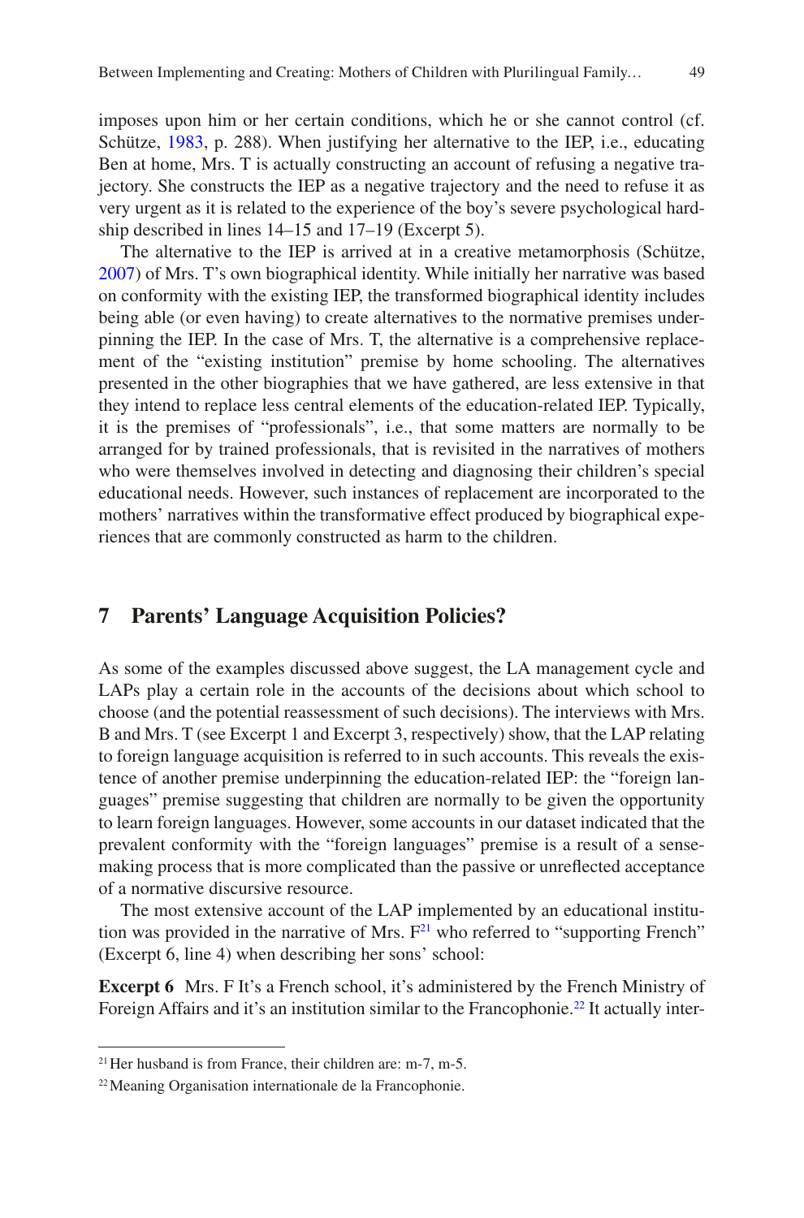imposes upon him or her certain conditions, which he or she cannot control (cf. Schütze, 1983, p. 288). When justifying her alternative to the IEP, i.e., educating Ben at home, Mrs. T is actually constructing an account of refusing a negative trajectory. She constructs the IEP as a negative trajectory and the need to refuse it as very urgent as it is related to the experience of the boy's severe psychological hardship described in lines 14–15 and 17–19 (Excerpt 5).

The alternative to the IEP is arrived at in a creative metamorphosis (Schütze, 2007) of Mrs. T's own biographical identity. While initially her narrative was based on conformity with the existing IEP, the transformed biographical identity includes being able (or even having) to create alternatives to the normative premises underpinning the IEP. In the case of Mrs. T, the alternative is a comprehensive replacement of the "existing institution" premise by home schooling. The alternatives presented in the other biographies that we have gathered, are less extensive in that they intend to replace less central elements of the education-related IEP. Typically, it is the premises of "professionals", i.e., that some matters are normally to be arranged for by trained professionals, that is revisited in the narratives of mothers who were themselves involved in detecting and diagnosing their children's special educational needs. However, such instances of replacement are incorporated to the mothers' narratives within the transformative effect produced by biographical experiences that are commonly constructed as harm to the children.

## 7 Parents' Language Acquisition Policies?

As some of the examples discussed above suggest, the LA management cycle and LAPs play a certain role in the accounts of the decisions about which school to choose (and the potential reassessment of such decisions). The interviews with Mrs. B and Mrs. T (see Excerpt 1 and Excerpt 3, respectively) show, that the LAP relating to foreign language acquisition is referred to in such accounts. This reveals the existence of another premise underpinning the education-related IEP: the "foreign languages" premise suggesting that children are normally to be given the opportunity to learn foreign languages. However, some accounts in our dataset indicated that the prevalent conformity with the "foreign languages" premise is a result of a sense-making process that is more complicated than the passive or unreflected acceptance of a normative discursive resource.

The most extensive account of the LAP implemented by an educational institution was provided in the narrative of Mrs. F[21] who referred to "supporting French" (Excerpt 6, line 4) when describing her sons' school:

**Excerpt 6** Mrs. F It's a French school, it's administered by the French Ministry of Foreign Affairs and it's an institution similar to the Francophonie.[22] It actually inter-

[21] Her husband is from France, their children are: m-7, m-5.

[22] Meaning Organisation internationale de la Francophonie.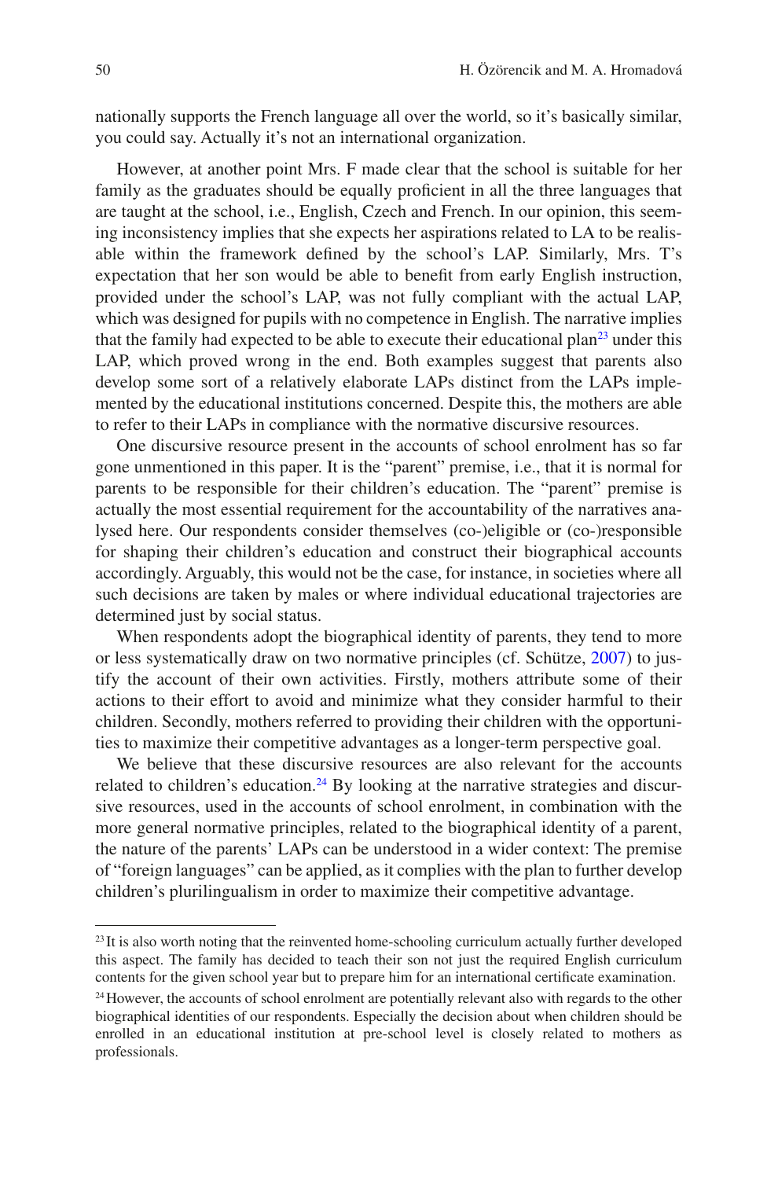nationally supports the French language all over the world, so it's basically similar, you could say. Actually it's not an international organization.

However, at another point Mrs. F made clear that the school is suitable for her family as the graduates should be equally proficient in all the three languages that are taught at the school, i.e., English, Czech and French. In our opinion, this seeming inconsistency implies that she expects her aspirations related to LA to be realisable within the framework defined by the school's LAP. Similarly, Mrs. T's expectation that her son would be able to benefit from early English instruction, provided under the school's LAP, was not fully compliant with the actual LAP, which was designed for pupils with no competence in English. The narrative implies that the family had expected to be able to execute their educational plan[23] under this LAP, which proved wrong in the end. Both examples suggest that parents also develop some sort of a relatively elaborate LAPs distinct from the LAPs implemented by the educational institutions concerned. Despite this, the mothers are able to refer to their LAPs in compliance with the normative discursive resources.

One discursive resource present in the accounts of school enrolment has so far gone unmentioned in this paper. It is the "parent" premise, i.e., that it is normal for parents to be responsible for their children's education. The "parent" premise is actually the most essential requirement for the accountability of the narratives analysed here. Our respondents consider themselves (co-)eligible or (co-)responsible for shaping their children's education and construct their biographical accounts accordingly. Arguably, this would not be the case, for instance, in societies where all such decisions are taken by males or where individual educational trajectories are determined just by social status.

When respondents adopt the biographical identity of parents, they tend to more or less systematically draw on two normative principles (cf. Schütze, 2007) to justify the account of their own activities. Firstly, mothers attribute some of their actions to their effort to avoid and minimize what they consider harmful to their children. Secondly, mothers referred to providing their children with the opportunities to maximize their competitive advantages as a longer-term perspective goal.

We believe that these discursive resources are also relevant for the accounts related to children's education.[24] By looking at the narrative strategies and discursive resources, used in the accounts of school enrolment, in combination with the more general normative principles, related to the biographical identity of a parent, the nature of the parents' LAPs can be understood in a wider context: The premise of "foreign languages" can be applied, as it complies with the plan to further develop children's plurilingualism in order to maximize their competitive advantage.

---

[23] It is also worth noting that the reinvented home-schooling curriculum actually further developed this aspect. The family has decided to teach their son not just the required English curriculum contents for the given school year but to prepare him for an international certificate examination.

[24] However, the accounts of school enrolment are potentially relevant also with regards to the other biographical identities of our respondents. Especially the decision about when children should be enrolled in an educational institution at pre-school level is closely related to mothers as professionals.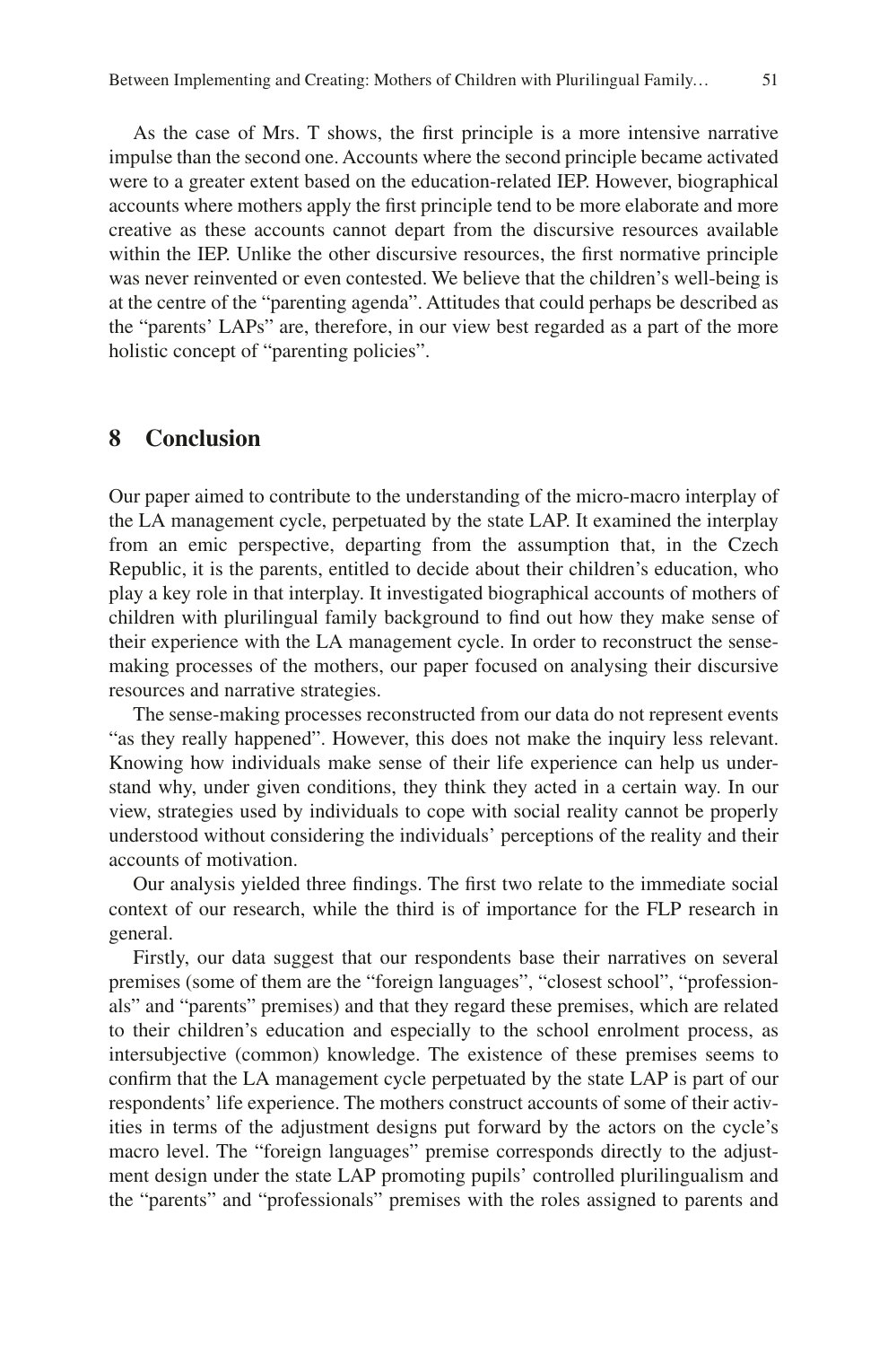As the case of Mrs. T shows, the first principle is a more intensive narrative impulse than the second one. Accounts where the second principle became activated were to a greater extent based on the education-related IEP. However, biographical accounts where mothers apply the first principle tend to be more elaborate and more creative as these accounts cannot depart from the discursive resources available within the IEP. Unlike the other discursive resources, the first normative principle was never reinvented or even contested. We believe that the children's well-being is at the centre of the "parenting agenda". Attitudes that could perhaps be described as the "parents' LAPs" are, therefore, in our view best regarded as a part of the more holistic concept of "parenting policies".

## 8 Conclusion

Our paper aimed to contribute to the understanding of the micro-macro interplay of the LA management cycle, perpetuated by the state LAP. It examined the interplay from an emic perspective, departing from the assumption that, in the Czech Republic, it is the parents, entitled to decide about their children's education, who play a key role in that interplay. It investigated biographical accounts of mothers of children with plurilingual family background to find out how they make sense of their experience with the LA management cycle. In order to reconstruct the sense-making processes of the mothers, our paper focused on analysing their discursive resources and narrative strategies.

The sense-making processes reconstructed from our data do not represent events "as they really happened". However, this does not make the inquiry less relevant. Knowing how individuals make sense of their life experience can help us understand why, under given conditions, they think they acted in a certain way. In our view, strategies used by individuals to cope with social reality cannot be properly understood without considering the individuals' perceptions of the reality and their accounts of motivation.

Our analysis yielded three findings. The first two relate to the immediate social context of our research, while the third is of importance for the FLP research in general.

Firstly, our data suggest that our respondents base their narratives on several premises (some of them are the "foreign languages", "closest school", "professionals" and "parents" premises) and that they regard these premises, which are related to their children's education and especially to the school enrolment process, as intersubjective (common) knowledge. The existence of these premises seems to confirm that the LA management cycle perpetuated by the state LAP is part of our respondents' life experience. The mothers construct accounts of some of their activities in terms of the adjustment designs put forward by the actors on the cycle's macro level. The "foreign languages" premise corresponds directly to the adjustment design under the state LAP promoting pupils' controlled plurilingualism and the "parents" and "professionals" premises with the roles assigned to parents and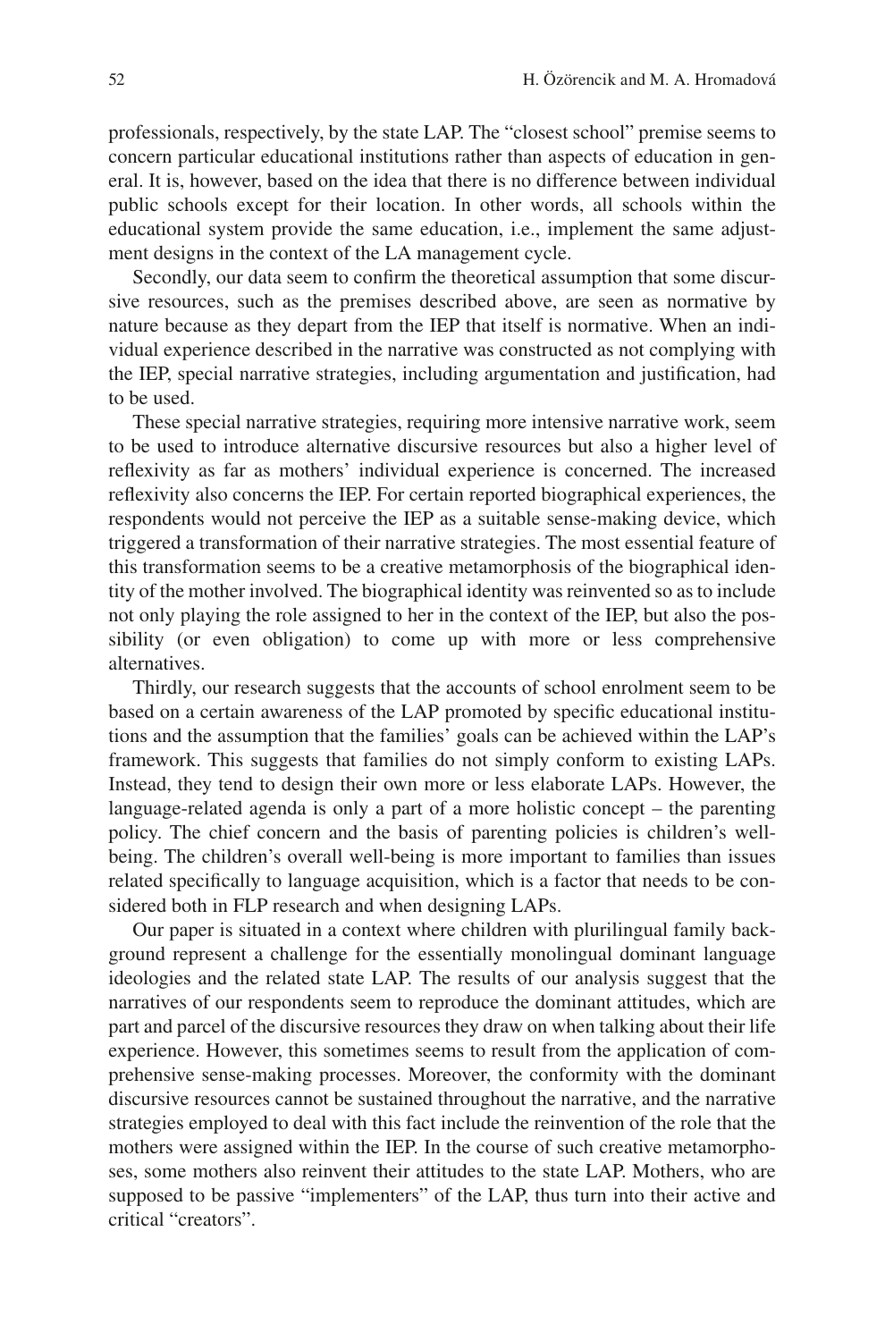professionals, respectively, by the state LAP. The "closest school" premise seems to concern particular educational institutions rather than aspects of education in general. It is, however, based on the idea that there is no difference between individual public schools except for their location. In other words, all schools within the educational system provide the same education, i.e., implement the same adjustment designs in the context of the LA management cycle.

Secondly, our data seem to confirm the theoretical assumption that some discursive resources, such as the premises described above, are seen as normative by nature because as they depart from the IEP that itself is normative. When an individual experience described in the narrative was constructed as not complying with the IEP, special narrative strategies, including argumentation and justification, had to be used.

These special narrative strategies, requiring more intensive narrative work, seem to be used to introduce alternative discursive resources but also a higher level of reflexivity as far as mothers' individual experience is concerned. The increased reflexivity also concerns the IEP. For certain reported biographical experiences, the respondents would not perceive the IEP as a suitable sense-making device, which triggered a transformation of their narrative strategies. The most essential feature of this transformation seems to be a creative metamorphosis of the biographical identity of the mother involved. The biographical identity was reinvented so as to include not only playing the role assigned to her in the context of the IEP, but also the possibility (or even obligation) to come up with more or less comprehensive alternatives.

Thirdly, our research suggests that the accounts of school enrolment seem to be based on a certain awareness of the LAP promoted by specific educational institutions and the assumption that the families' goals can be achieved within the LAP's framework. This suggests that families do not simply conform to existing LAPs. Instead, they tend to design their own more or less elaborate LAPs. However, the language-related agenda is only a part of a more holistic concept – the parenting policy. The chief concern and the basis of parenting policies is children's well-being. The children's overall well-being is more important to families than issues related specifically to language acquisition, which is a factor that needs to be considered both in FLP research and when designing LAPs.

Our paper is situated in a context where children with plurilingual family background represent a challenge for the essentially monolingual dominant language ideologies and the related state LAP. The results of our analysis suggest that the narratives of our respondents seem to reproduce the dominant attitudes, which are part and parcel of the discursive resources they draw on when talking about their life experience. However, this sometimes seems to result from the application of comprehensive sense-making processes. Moreover, the conformity with the dominant discursive resources cannot be sustained throughout the narrative, and the narrative strategies employed to deal with this fact include the reinvention of the role that the mothers were assigned within the IEP. In the course of such creative metamorphoses, some mothers also reinvent their attitudes to the state LAP. Mothers, who are supposed to be passive "implementers" of the LAP, thus turn into their active and critical "creators".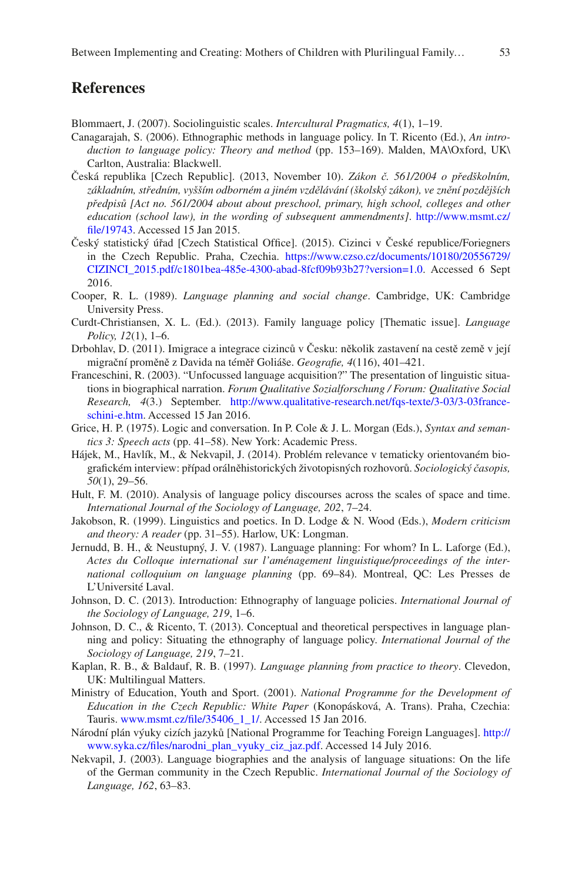## References

Blommaert, J. (2007). Sociolinguistic scales. *Intercultural Pragmatics, 4*(1), 1–19.

Canagarajah, S. (2006). Ethnographic methods in language policy. In T. Ricento (Ed.), *An introduction to language policy: Theory and method* (pp. 153–169). Malden, MA\Oxford, UK\ Carlton, Australia: Blackwell.

Česká republika [Czech Republic]. (2013, November 10). *Zákon č. 561/2004 o předškolním, základním, středním, vyšším odborném a jiném vzdělávání (školský zákon), ve znění pozdějších předpisů [Act no. 561/2004 about about preschool, primary, high school, colleges and other education (school law), in the wording of subsequent ammendments]*. http://www.msmt.cz/file/19743. Accessed 15 Jan 2015.

Český statistický úřad [Czech Statistical Office]. (2015). Cizinci v České republice/Foriegners in the Czech Republic. Praha, Czechia. https://www.czso.cz/documents/10180/20556729/CIZINCI_2015.pdf/c1801bea-485e-4300-abad-8fcf09b93b27?version=1.0. Accessed 6 Sept 2016.

Cooper, R. L. (1989). *Language planning and social change*. Cambridge, UK: Cambridge University Press.

Curdt-Christiansen, X. L. (Ed.). (2013). Family language policy [Thematic issue]. *Language Policy, 12*(1), 1–6.

Drbohlav, D. (2011). Imigrace a integrace cizinců v Česku: několik zastavení na cestě země v její migrační proměně z Davida na téměř Goliáše. *Geografie, 4*(116), 401–421.

Franceschini, R. (2003). "Unfocussed language acquisition?" The presentation of linguistic situations in biographical narration. *Forum Qualitative Sozialforschung / Forum: Qualitative Social Research, 4*(3.) September. http://www.qualitative-research.net/fqs-texte/3-03/3-03franceschini-e.htm. Accessed 15 Jan 2016.

Grice, H. P. (1975). Logic and conversation. In P. Cole & J. L. Morgan (Eds.), *Syntax and semantics 3: Speech acts* (pp. 41–58). New York: Academic Press.

Hájek, M., Havlík, M., & Nekvapil, J. (2014). Problém relevance v tematicky orientovaném biografickém interview: případ orálněhistorických životopisných rozhovorů. *Sociologický časopis, 50*(1), 29–56.

Hult, F. M. (2010). Analysis of language policy discourses across the scales of space and time. *International Journal of the Sociology of Language, 202*, 7–24.

Jakobson, R. (1999). Linguistics and poetics. In D. Lodge & N. Wood (Eds.), *Modern criticism and theory: A reader* (pp. 31–55). Harlow, UK: Longman.

Jernudd, B. H., & Neustupný, J. V. (1987). Language planning: For whom? In L. Laforge (Ed.), *Actes du Colloque international sur l'aménagement linguistique/proceedings of the international colloquium on language planning* (pp. 69–84). Montreal, QC: Les Presses de L'Université Laval.

Johnson, D. C. (2013). Introduction: Ethnography of language policies. *International Journal of the Sociology of Language, 219*, 1–6.

Johnson, D. C., & Ricento, T. (2013). Conceptual and theoretical perspectives in language planning and policy: Situating the ethnography of language policy. *International Journal of the Sociology of Language, 219*, 7–21.

Kaplan, R. B., & Baldauf, R. B. (1997). *Language planning from practice to theory*. Clevedon, UK: Multilingual Matters.

Ministry of Education, Youth and Sport. (2001). *National Programme for the Development of Education in the Czech Republic: White Paper* (Konopásková, A. Trans). Praha, Czechia: Tauris. www.msmt.cz/file/35406_1_1/. Accessed 15 Jan 2016.

Národní plán výuky cizích jazyků [National Programme for Teaching Foreign Languages]. http://www.syka.cz/files/narodni_plan_vyuky_ciz_jaz.pdf. Accessed 14 July 2016.

Nekvapil, J. (2003). Language biographies and the analysis of language situations: On the life of the German community in the Czech Republic. *International Journal of the Sociology of Language, 162*, 63–83.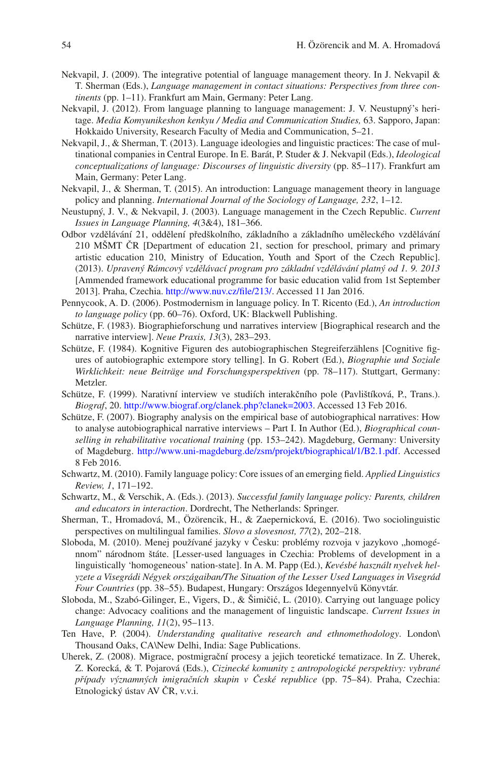Nekvapil, J. (2009). The integrative potential of language management theory. In J. Nekvapil & T. Sherman (Eds.), *Language management in contact situations: Perspectives from three continents* (pp. 1–11). Frankfurt am Main, Germany: Peter Lang.

Nekvapil, J. (2012). From language planning to language management: J. V. Neustupný's heritage. *Media Komyunikeshon kenkyu / Media and Communication Studies,* 63. Sapporo, Japan: Hokkaido University, Research Faculty of Media and Communication, 5–21.

Nekvapil, J., & Sherman, T. (2013). Language ideologies and linguistic practices: The case of multinational companies in Central Europe. In E. Barát, P. Studer & J. Nekvapil (Eds.), *Ideological conceptualizations of language: Discourses of linguistic diversity* (pp. 85–117). Frankfurt am Main, Germany: Peter Lang.

Nekvapil, J., & Sherman, T. (2015). An introduction: Language management theory in language policy and planning. *International Journal of the Sociology of Language, 232*, 1–12.

Neustupný, J. V., & Nekvapil, J. (2003). Language management in the Czech Republic. *Current Issues in Language Planning, 4*(3&4), 181–366.

Odbor vzdělávání 21, oddělení předškolního, základního a základního uměleckého vzdělávání 210 MŠMT ČR [Department of education 21, section for preschool, primary and primary artistic education 210, Ministry of Education, Youth and Sport of the Czech Republic]. (2013). *Upravený Rámcový vzdělávací program pro základní vzdělávání platný od 1. 9. 2013* [Ammended framework educational programme for basic education valid from 1st September 2013]. Praha, Czechia. http://www.nuv.cz/file/213/. Accessed 11 Jan 2016.

Pennycook, A. D. (2006). Postmodernism in language policy. In T. Ricento (Ed.), *An introduction to language policy* (pp. 60–76). Oxford, UK: Blackwell Publishing.

Schütze, F. (1983). Biographieforschung und narratives interview [Biographical research and the narrative interview]. *Neue Praxis, 13*(3), 283–293.

Schütze, F. (1984). Kognitive Figuren des autobiographischen Stegreiferzählens [Cognitive figures of autobiographic extempore story telling]. In G. Robert (Ed.), *Biographie und Soziale Wirklichkeit: neue Beiträge und Forschungsperspektiven* (pp. 78–117). Stuttgart, Germany: Metzler.

Schütze, F. (1999). Narativní interview ve studiích interakčního pole (Pavlištíková, P., Trans.). *Biograf*, 20. http://www.biograf.org/clanek.php?clanek=2003. Accessed 13 Feb 2016.

Schütze, F. (2007). Biography analysis on the empirical base of autobiographical narratives: How to analyse autobiographical narrative interviews – Part I. In Author (Ed.), *Biographical counselling in rehabilitative vocational training* (pp. 153–242). Magdeburg, Germany: University of Magdeburg. http://www.uni-magdeburg.de/zsm/projekt/biographical/1/B2.1.pdf. Accessed 8 Feb 2016.

Schwartz, M. (2010). Family language policy: Core issues of an emerging field. *Applied Linguistics Review, 1*, 171–192.

Schwartz, M., & Verschik, A. (Eds.). (2013). *Successful family language policy: Parents, children and educators in interaction*. Dordrecht, The Netherlands: Springer.

Sherman, T., Hromadová, M., Özörencik, H., & Zaepernicková, E. (2016). Two sociolinguistic perspectives on multilingual families. *Slovo a slovesnost, 77*(2), 202–218.

Sloboda, M. (2010). Menej používané jazyky v Česku: problémy rozvoja v jazykovo „homogénnom" národnom štáte. [Lesser-used languages in Czechia: Problems of development in a linguistically 'homogeneous' nation-state]. In A. M. Papp (Ed.), *Kevésbé használt nyelvek helyzete a Visegrádi Négyek országaiban/The Situation of the Lesser Used Languages in Visegrád Four Countries* (pp. 38–55). Budapest, Hungary: Országos Idegennyelvű Könyvtár.

Sloboda, M., Szabó-Gilinger, E., Vigers, D., & Šimičić, L. (2010). Carrying out language policy change: Advocacy coalitions and the management of linguistic landscape. *Current Issues in Language Planning, 11*(2), 95–113.

Ten Have, P. (2004). *Understanding qualitative research and ethnomethodology*. London\Thousand Oaks, CA\New Delhi, India: Sage Publications.

Uherek, Z. (2008). Migrace, postmigrační procesy a jejich teoretické tematizace. In Z. Uherek, Z. Korecká, & T. Pojarová (Eds.), *Cizinecké komunity z antropologické perspektivy: vybrané případy významných imigračních skupin v České republice* (pp. 75–84). Praha, Czechia: Etnologický ústav AV ČR, v.v.i.